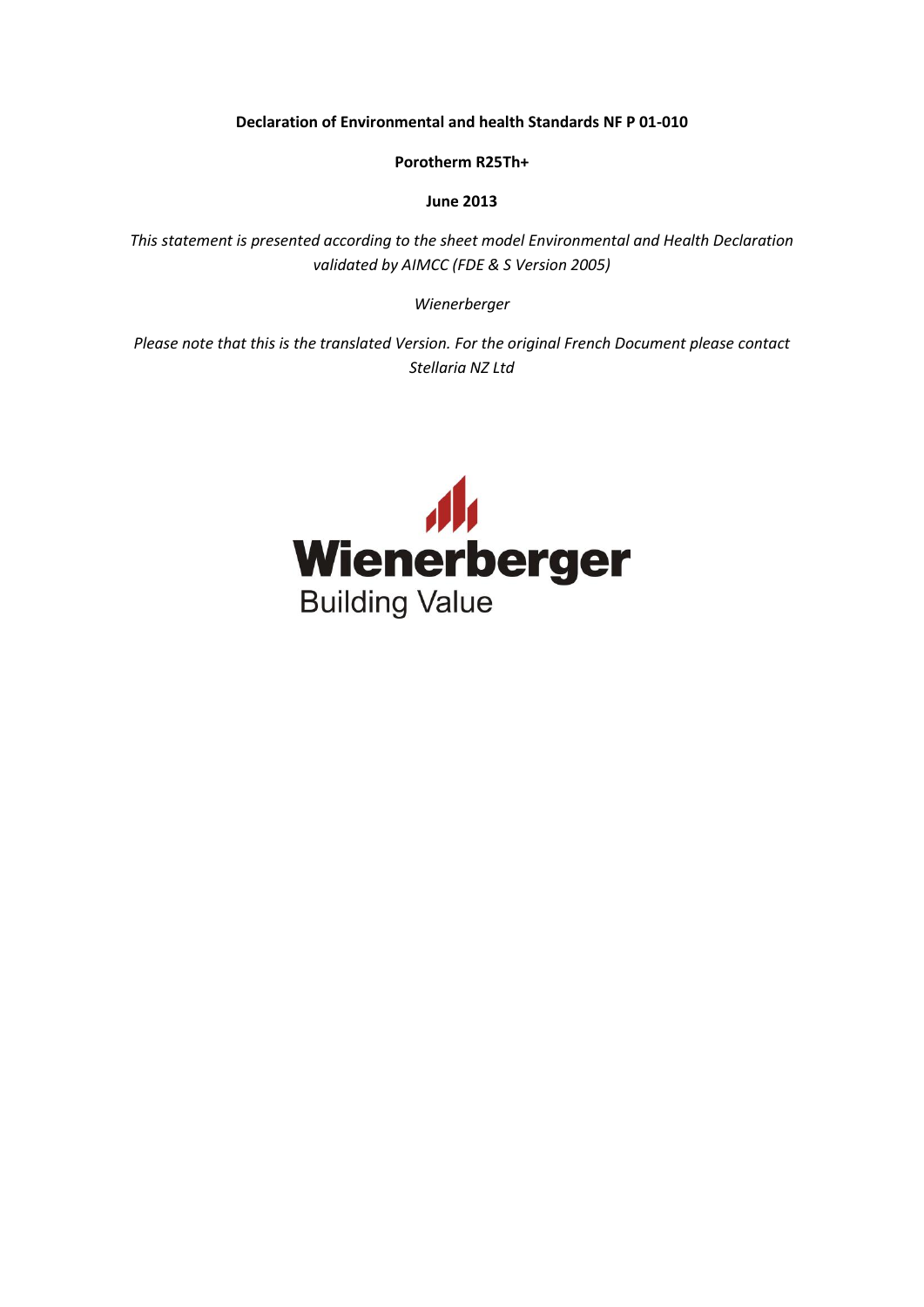**Declaration of Environmental and health Standards NF P 01-010**

**Porotherm R25Th+**

**June 2013**

*This statement is presented according to the sheet model Environmental and Health Declaration validated by AIMCC (FDE & S Version 2005)*

*Wienerberger*

*Please note that this is the translated Version. For the original French Document please contact Stellaria NZ Ltd*

Wienerberger

Building Value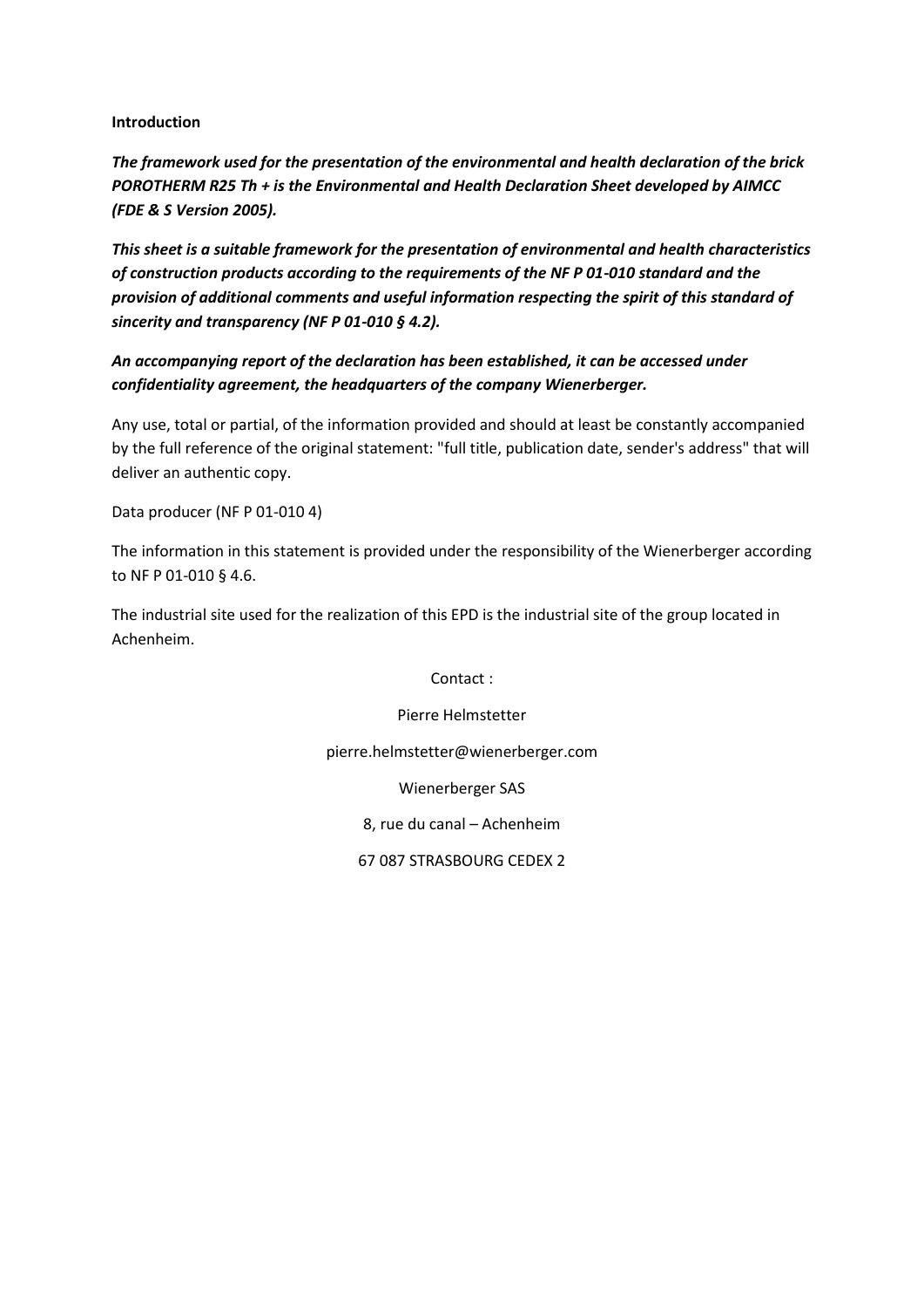**Introduction**

***The framework used for the presentation of the environmental and health declaration of the brick POROTHERM R25 Th + is the Environmental and Health Declaration Sheet developed by AIMCC (FDE & S Version 2005).***

***This sheet is a suitable framework for the presentation of environmental and health characteristics of construction products according to the requirements of the NF P 01-010 standard and the provision of additional comments and useful information respecting the spirit of this standard of sincerity and transparency (NF P 01-010 § 4.2).***

***An accompanying report of the declaration has been established, it can be accessed under confidentiality agreement, the headquarters of the company Wienerberger.***

Any use, total or partial, of the information provided and should at least be constantly accompanied by the full reference of the original statement: "full title, publication date, sender's address" that will deliver an authentic copy.

Data producer (NF P 01-010 4)

The information in this statement is provided under the responsibility of the Wienerberger according to NF P 01-010 § 4.6.

The industrial site used for the realization of this EPD is the industrial site of the group located in Achenheim.

Contact :

Pierre Helmstetter

pierre.helmstetter@wienerberger.com

Wienerberger SAS

8, rue du canal – Achenheim

67 087 STRASBOURG CEDEX 2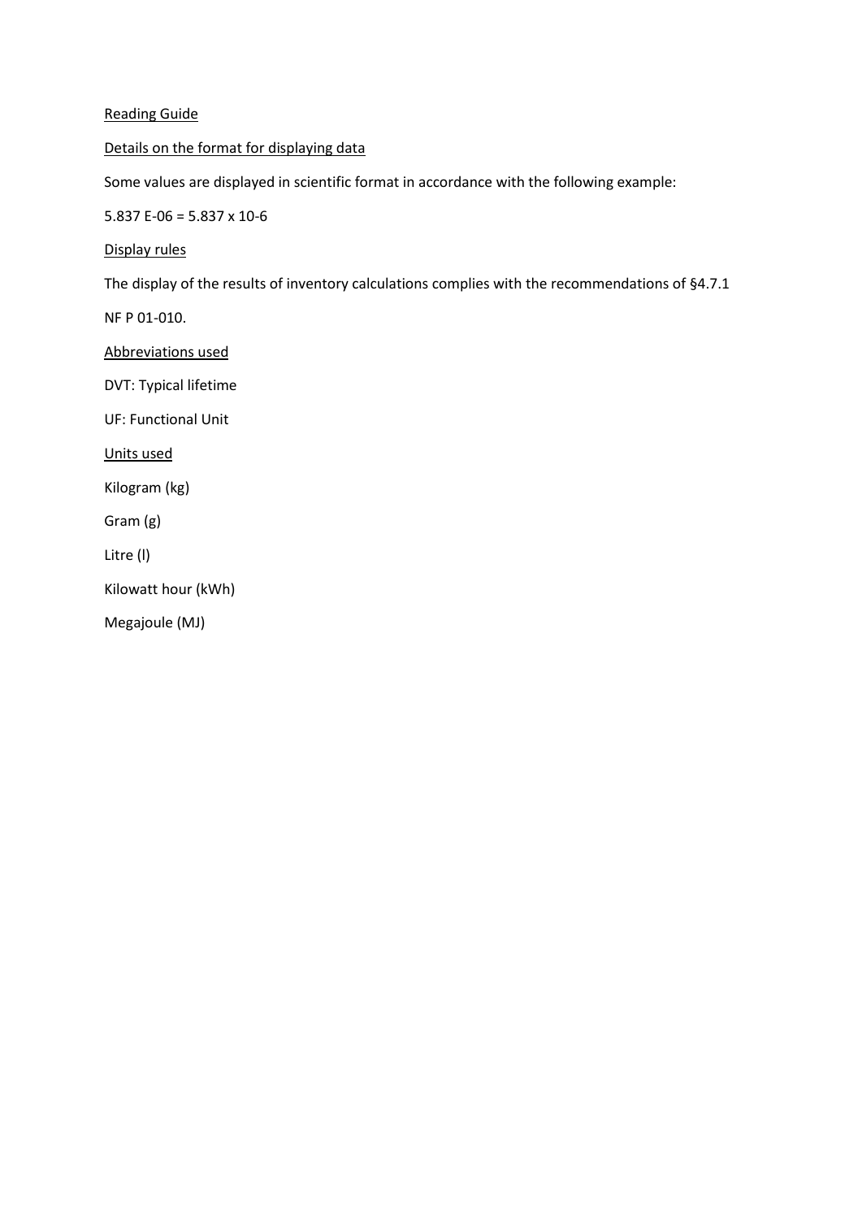## Reading Guide

### Details on the format for displaying data

Some values are displayed in scientific format in accordance with the following example:

5.837 E-06 = 5.837 x $10^{-6}$

### Display rules

The display of the results of inventory calculations complies with the recommendations of §4.7.1

NF P 01-010.

### Abbreviations used

DVT: Typical lifetime

UF: Functional Unit

### Units used

Kilogram (kg)

Gram (g)

Litre (l)

Kilowatt hour (kWh)

Megajoule (MJ)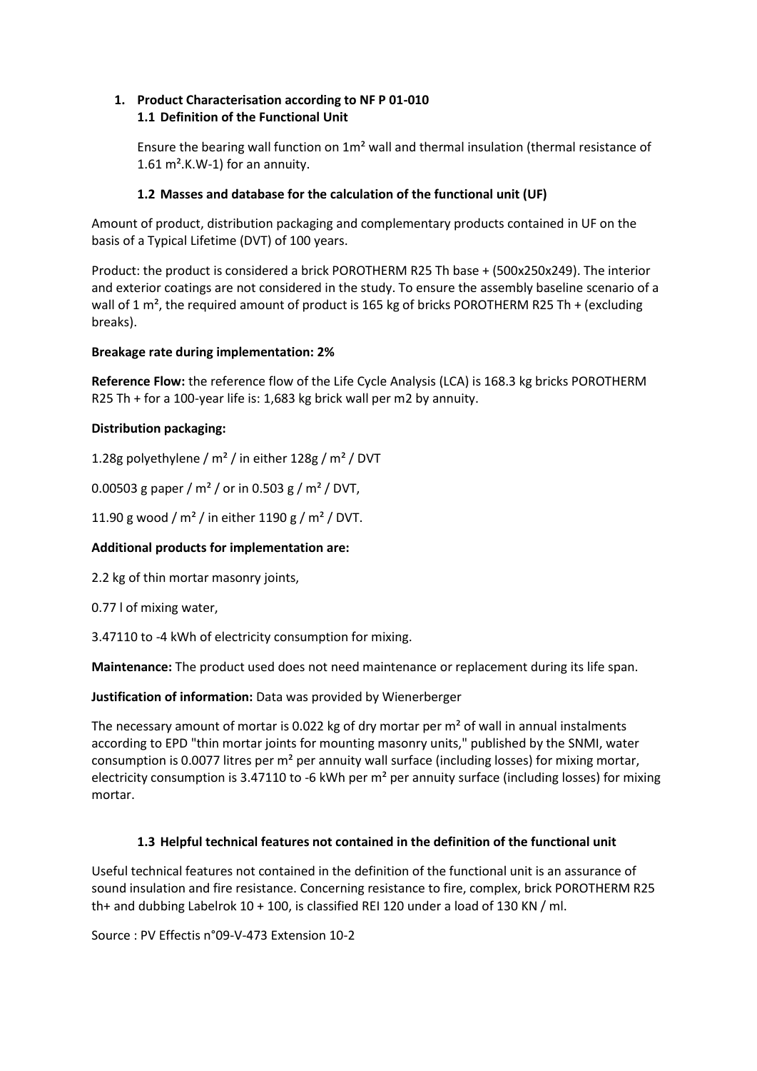1. **Product Characterisation according to NF P 01-010**

## 1.1 Definition of the Functional Unit

Ensure the bearing wall function on 1m² wall and thermal insulation (thermal resistance of 1.61 m².K.W-1) for an annuity.

## 1.2 Masses and database for the calculation of the functional unit (UF)

Amount of product, distribution packaging and complementary products contained in UF on the basis of a Typical Lifetime (DVT) of 100 years.

Product: the product is considered a brick POROTHERM R25 Th base + (500x250x249). The interior and exterior coatings are not considered in the study. To ensure the assembly baseline scenario of a wall of 1 m², the required amount of product is 165 kg of bricks POROTHERM R25 Th + (excluding breaks).

**Breakage rate during implementation: 2%**

**Reference Flow:** the reference flow of the Life Cycle Analysis (LCA) is 168.3 kg bricks POROTHERM R25 Th + for a 100-year life is: 1,683 kg brick wall per m2 by annuity.

**Distribution packaging:**

1.28g polyethylene / m² / in either 128g / m² / DVT

0.00503 g paper / m² / or in 0.503 g / m² / DVT,

11.90 g wood / m² / in either 1190 g / m² / DVT.

**Additional products for implementation are:**

2.2 kg of thin mortar masonry joints,

0.77 l of mixing water,

3.47110 to -4 kWh of electricity consumption for mixing.

**Maintenance:** The product used does not need maintenance or replacement during its life span.

**Justification of information:** Data was provided by Wienerberger

The necessary amount of mortar is 0.022 kg of dry mortar per m² of wall in annual instalments according to EPD "thin mortar joints for mounting masonry units," published by the SNMI, water consumption is 0.0077 litres per m² per annuity wall surface (including losses) for mixing mortar, electricity consumption is 3.47110 to -6 kWh per m² per annuity surface (including losses) for mixing mortar.

## 1.3 Helpful technical features not contained in the definition of the functional unit

Useful technical features not contained in the definition of the functional unit is an assurance of sound insulation and fire resistance. Concerning resistance to fire, complex, brick POROTHERM R25 th+ and dubbing Labelrok 10 + 100, is classified REI 120 under a load of 130 KN / ml.

Source : PV Effectis n°09-V-473 Extension 10-2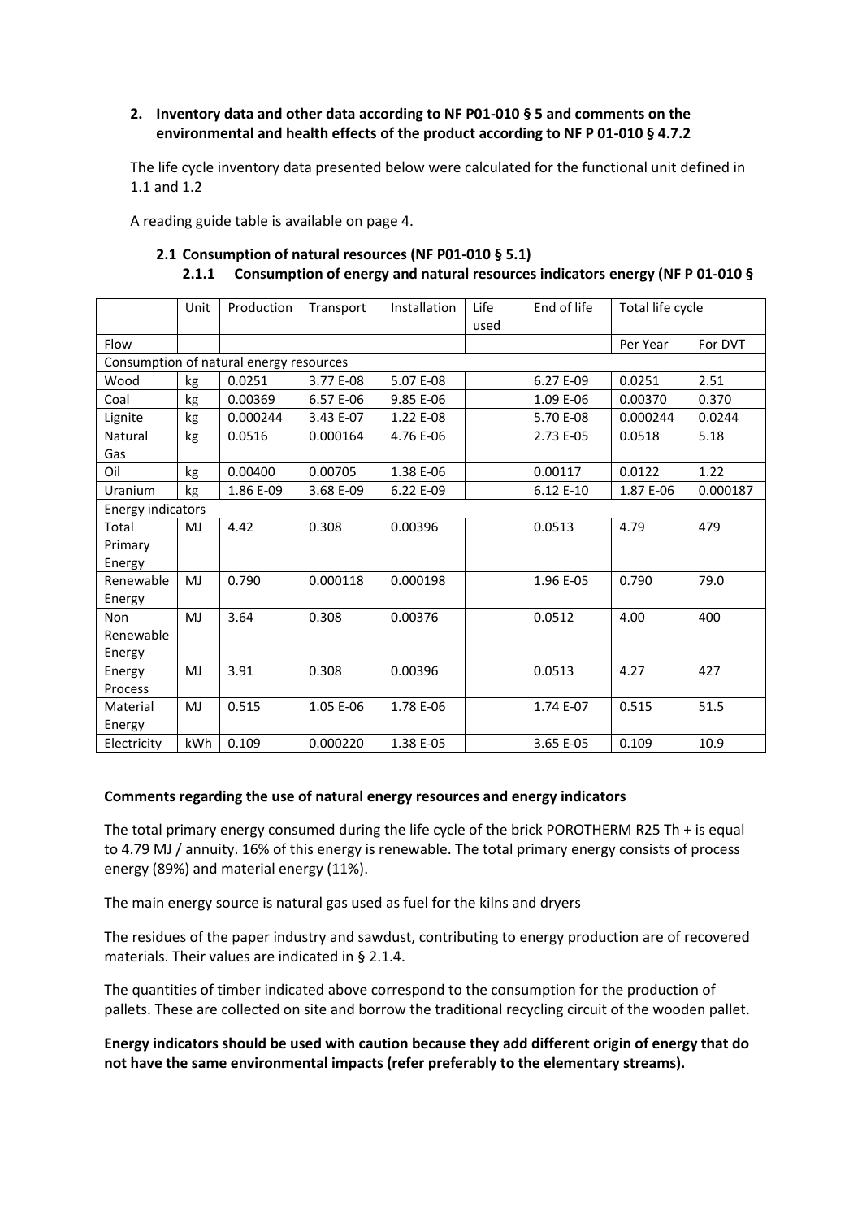## 2. Inventory data and other data according to NF P01-010 § 5 and comments on the environmental and health effects of the product according to NF P 01-010 § 4.7.2

The life cycle inventory data presented below were calculated for the functional unit defined in 1.1 and 1.2

A reading guide table is available on page 4.

### 2.1 Consumption of natural resources (NF P01-010 § 5.1)

#### 2.1.1 Consumption of energy and natural resources indicators energy (NF P 01-010 §

| | Unit | Production | Transport | Installation | Life used | End of life | Total life cycle | |
|---|---|---|---|---|---|---|---|---|
| Flow | | | | | | | Per Year | For DVT |
| Consumption of natural energy resources | | | | | | | | |
| Wood | kg | 0.0251 | 3.77 E-08 | 5.07 E-08 | | 6.27 E-09 | 0.0251 | 2.51 |
| Coal | kg | 0.00369 | 6.57 E-06 | 9.85 E-06 | | 1.09 E-06 | 0.00370 | 0.370 |
| Lignite | kg | 0.000244 | 3.43 E-07 | 1.22 E-08 | | 5.70 E-08 | 0.000244 | 0.0244 |
| Natural Gas | kg | 0.0516 | 0.000164 | 4.76 E-06 | | 2.73 E-05 | 0.0518 | 5.18 |
| Oil | kg | 0.00400 | 0.00705 | 1.38 E-06 | | 0.00117 | 0.0122 | 1.22 |
| Uranium | kg | 1.86 E-09 | 3.68 E-09 | 6.22 E-09 | | 6.12 E-10 | 1.87 E-06 | 0.000187 |
| Energy indicators | | | | | | | | |
| Total Primary Energy | MJ | 4.42 | 0.308 | 0.00396 | | 0.0513 | 4.79 | 479 |
| Renewable Energy | MJ | 0.790 | 0.000118 | 0.000198 | | 1.96 E-05 | 0.790 | 79.0 |
| Non Renewable Energy | MJ | 3.64 | 0.308 | 0.00376 | | 0.0512 | 4.00 | 400 |
| Energy Process | MJ | 3.91 | 0.308 | 0.00396 | | 0.0513 | 4.27 | 427 |
| Material Energy | MJ | 0.515 | 1.05 E-06 | 1.78 E-06 | | 1.74 E-07 | 0.515 | 51.5 |
| Electricity | kWh | 0.109 | 0.000220 | 1.38 E-05 | | 3.65 E-05 | 0.109 | 10.9 |

**Comments regarding the use of natural energy resources and energy indicators**

The total primary energy consumed during the life cycle of the brick POROTHERM R25 Th + is equal to 4.79 MJ / annuity. 16% of this energy is renewable. The total primary energy consists of process energy (89%) and material energy (11%).

The main energy source is natural gas used as fuel for the kilns and dryers

The residues of the paper industry and sawdust, contributing to energy production are of recovered materials. Their values are indicated in § 2.1.4.

The quantities of timber indicated above correspond to the consumption for the production of pallets. These are collected on site and borrow the traditional recycling circuit of the wooden pallet.

**Energy indicators should be used with caution because they add different origin of energy that do not have the same environmental impacts (refer preferably to the elementary streams).**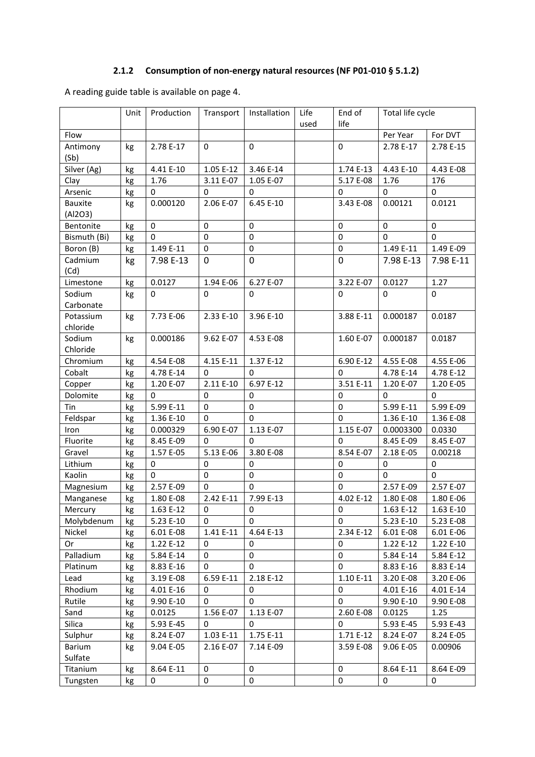### 2.1.2 Consumption of non-energy natural resources (NF P01-010 § 5.1.2)

A reading guide table is available on page 4.

| | Unit | Production | Transport | Installation | Life used | End of life | Total life cycle | |
|---|---|---|---|---|---|---|---|---|
| Flow | | | | | | | Per Year | For DVT |
| Antimony (Sb) | kg | 2.78 E-17 | 0 | 0 | | 0 | 2.78 E-17 | 2.78 E-15 |
| Silver (Ag) | kg | 4.41 E-10 | 1.05 E-12 | 3.46 E-14 | | 1.74 E-13 | 4.43 E-10 | 4.43 E-08 |
| Clay | kg | 1.76 | 3.11 E-07 | 1.05 E-07 | | 5.17 E-08 | 1.76 | 176 |
| Arsenic | kg | 0 | 0 | 0 | | 0 | 0 | 0 |
| Bauxite (Al2O3) | kg | 0.000120 | 2.06 E-07 | 6.45 E-10 | | 3.43 E-08 | 0.00121 | 0.0121 |
| Bentonite | kg | 0 | 0 | 0 | | 0 | 0 | 0 |
| Bismuth (Bi) | kg | 0 | 0 | 0 | | 0 | 0 | 0 |
| Boron (B) | kg | 1.49 E-11 | 0 | 0 | | 0 | 1.49 E-11 | 1.49 E-09 |
| Cadmium (Cd) | kg | 7.98 E-13 | 0 | 0 | | 0 | 7.98 E-13 | 7.98 E-11 |
| Limestone | kg | 0.0127 | 1.94 E-06 | 6.27 E-07 | | 3.22 E-07 | 0.0127 | 1.27 |
| Sodium Carbonate | kg | 0 | 0 | 0 | | 0 | 0 | 0 |
| Potassium chloride | kg | 7.73 E-06 | 2.33 E-10 | 3.96 E-10 | | 3.88 E-11 | 0.000187 | 0.0187 |
| Sodium Chloride | kg | 0.000186 | 9.62 E-07 | 4.53 E-08 | | 1.60 E-07 | 0.000187 | 0.0187 |
| Chromium | kg | 4.54 E-08 | 4.15 E-11 | 1.37 E-12 | | 6.90 E-12 | 4.55 E-08 | 4.55 E-06 |
| Cobalt | kg | 4.78 E-14 | 0 | 0 | | 0 | 4.78 E-14 | 4.78 E-12 |
| Copper | kg | 1.20 E-07 | 2.11 E-10 | 6.97 E-12 | | 3.51 E-11 | 1.20 E-07 | 1.20 E-05 |
| Dolomite | kg | 0 | 0 | 0 | | 0 | 0 | 0 |
| Tin | kg | 5.99 E-11 | 0 | 0 | | 0 | 5.99 E-11 | 5.99 E-09 |
| Feldspar | kg | 1.36 E-10 | 0 | 0 | | 0 | 1.36 E-10 | 1.36 E-08 |
| Iron | kg | 0.000329 | 6.90 E-07 | 1.13 E-07 | | 1.15 E-07 | 0.0003300 | 0.0330 |
| Fluorite | kg | 8.45 E-09 | 0 | 0 | | 0 | 8.45 E-09 | 8.45 E-07 |
| Gravel | kg | 1.57 E-05 | 5.13 E-06 | 3.80 E-08 | | 8.54 E-07 | 2.18 E-05 | 0.00218 |
| Lithium | kg | 0 | 0 | 0 | | 0 | 0 | 0 |
| Kaolin | kg | 0 | 0 | 0 | | 0 | 0 | 0 |
| Magnesium | kg | 2.57 E-09 | 0 | 0 | | 0 | 2.57 E-09 | 2.57 E-07 |
| Manganese | kg | 1.80 E-08 | 2.42 E-11 | 7.99 E-13 | | 4.02 E-12 | 1.80 E-08 | 1.80 E-06 |
| Mercury | kg | 1.63 E-12 | 0 | 0 | | 0 | 1.63 E-12 | 1.63 E-10 |
| Molybdenum | kg | 5.23 E-10 | 0 | 0 | | 0 | 5.23 E-10 | 5.23 E-08 |
| Nickel | kg | 6.01 E-08 | 1.41 E-11 | 4.64 E-13 | | 2.34 E-12 | 6.01 E-08 | 6.01 E-06 |
| Or | kg | 1.22 E-12 | 0 | 0 | | 0 | 1.22 E-12 | 1.22 E-10 |
| Palladium | kg | 5.84 E-14 | 0 | 0 | | 0 | 5.84 E-14 | 5.84 E-12 |
| Platinum | kg | 8.83 E-16 | 0 | 0 | | 0 | 8.83 E-16 | 8.83 E-14 |
| Lead | kg | 3.19 E-08 | 6.59 E-11 | 2.18 E-12 | | 1.10 E-11 | 3.20 E-08 | 3.20 E-06 |
| Rhodium | kg | 4.01 E-16 | 0 | 0 | | 0 | 4.01 E-16 | 4.01 E-14 |
| Rutile | kg | 9.90 E-10 | 0 | 0 | | 0 | 9.90 E-10 | 9.90 E-08 |
| Sand | kg | 0.0125 | 1.56 E-07 | 1.13 E-07 | | 2.60 E-08 | 0.0125 | 1.25 |
| Silica | kg | 5.93 E-45 | 0 | 0 | | 0 | 5.93 E-45 | 5.93 E-43 |
| Sulphur | kg | 8.24 E-07 | 1.03 E-11 | 1.75 E-11 | | 1.71 E-12 | 8.24 E-07 | 8.24 E-05 |
| Barium Sulfate | kg | 9.04 E-05 | 2.16 E-07 | 7.14 E-09 | | 3.59 E-08 | 9.06 E-05 | 0.00906 |
| Titanium | kg | 8.64 E-11 | 0 | 0 | | 0 | 8.64 E-11 | 8.64 E-09 |
| Tungsten | kg | 0 | 0 | 0 | | 0 | 0 | 0 |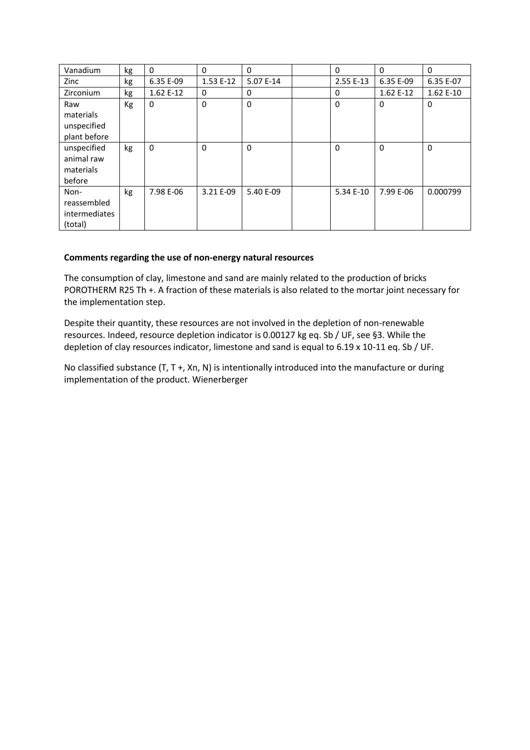| Vanadium | kg | 0 | 0 | 0 | | 0 | 0 | 0 |
|---|---|---|---|---|---|---|---|---|
| Zinc | kg | 6.35 E-09 | 1.53 E-12 | 5.07 E-14 | | 2.55 E-13 | 6.35 E-09 | 6.35 E-07 |
| Zirconium | kg | 1.62 E-12 | 0 | 0 | | 0 | 1.62 E-12 | 1.62 E-10 |
| Raw materials unspecified plant before | Kg | 0 | 0 | 0 | | 0 | 0 | 0 |
| unspecified animal raw materials before | kg | 0 | 0 | 0 | | 0 | 0 | 0 |
| Non-reassembled intermediates (total) | kg | 7.98 E-06 | 3.21 E-09 | 5.40 E-09 | | 5.34 E-10 | 7.99 E-06 | 0.000799 |

**Comments regarding the use of non-energy natural resources**

The consumption of clay, limestone and sand are mainly related to the production of bricks POROTHERM R25 Th +. A fraction of these materials is also related to the mortar joint necessary for the implementation step.

Despite their quantity, these resources are not involved in the depletion of non-renewable resources. Indeed, resource depletion indicator is 0.00127 kg eq. Sb / UF, see §3. While the depletion of clay resources indicator, limestone and sand is equal to 6.19 x 10-11 eq. Sb / UF.

No classified substance (T, T +, Xn, N) is intentionally introduced into the manufacture or during implementation of the product. Wienerberger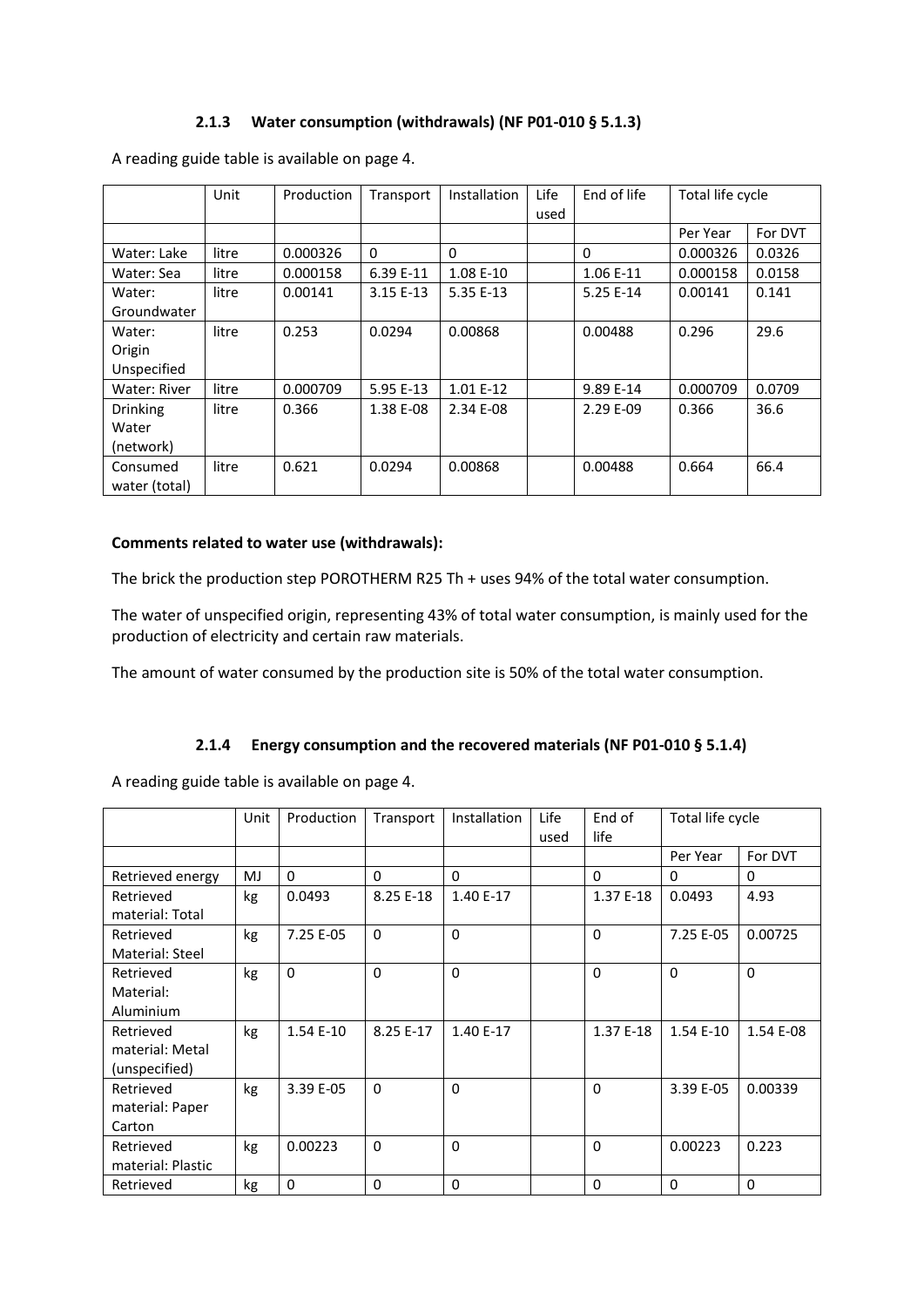### 2.1.3 Water consumption (withdrawals) (NF P01-010 § 5.1.3)

A reading guide table is available on page 4.

| | Unit | Production | Transport | Installation | Life used | End of life | Total life cycle | |
|---|---|---|---|---|---|---|---|---|
| | | | | | | | Per Year | For DVT |
| Water: Lake | litre | 0.000326 | 0 | 0 | | 0 | 0.000326 | 0.0326 |
| Water: Sea | litre | 0.000158 | 6.39 E-11 | 1.08 E-10 | | 1.06 E-11 | 0.000158 | 0.0158 |
| Water: Groundwater | litre | 0.00141 | 3.15 E-13 | 5.35 E-13 | | 5.25 E-14 | 0.00141 | 0.141 |
| Water: Origin Unspecified | litre | 0.253 | 0.0294 | 0.00868 | | 0.00488 | 0.296 | 29.6 |
| Water: River | litre | 0.000709 | 5.95 E-13 | 1.01 E-12 | | 9.89 E-14 | 0.000709 | 0.0709 |
| Drinking Water (network) | litre | 0.366 | 1.38 E-08 | 2.34 E-08 | | 2.29 E-09 | 0.366 | 36.6 |
| Consumed water (total) | litre | 0.621 | 0.0294 | 0.00868 | | 0.00488 | 0.664 | 66.4 |

**Comments related to water use (withdrawals):**

The brick the production step POROTHERM R25 Th + uses 94% of the total water consumption.

The water of unspecified origin, representing 43% of total water consumption, is mainly used for the production of electricity and certain raw materials.

The amount of water consumed by the production site is 50% of the total water consumption.

### 2.1.4 Energy consumption and the recovered materials (NF P01-010 § 5.1.4)

A reading guide table is available on page 4.

| | Unit | Production | Transport | Installation | Life used | End of life | Total life cycle | |
|---|---|---|---|---|---|---|---|---|
| | | | | | | | Per Year | For DVT |
| Retrieved energy | MJ | 0 | 0 | 0 | | 0 | 0 | 0 |
| Retrieved material: Total | kg | 0.0493 | 8.25 E-18 | 1.40 E-17 | | 1.37 E-18 | 0.0493 | 4.93 |
| Retrieved Material: Steel | kg | 7.25 E-05 | 0 | 0 | | 0 | 7.25 E-05 | 0.00725 |
| Retrieved Material: Aluminium | kg | 0 | 0 | 0 | | 0 | 0 | 0 |
| Retrieved material: Metal (unspecified) | kg | 1.54 E-10 | 8.25 E-17 | 1.40 E-17 | | 1.37 E-18 | 1.54 E-10 | 1.54 E-08 |
| Retrieved material: Paper Carton | kg | 3.39 E-05 | 0 | 0 | | 0 | 3.39 E-05 | 0.00339 |
| Retrieved material: Plastic | kg | 0.00223 | 0 | 0 | | 0 | 0.00223 | 0.223 |
| Retrieved | kg | 0 | 0 | 0 | | 0 | 0 | 0 |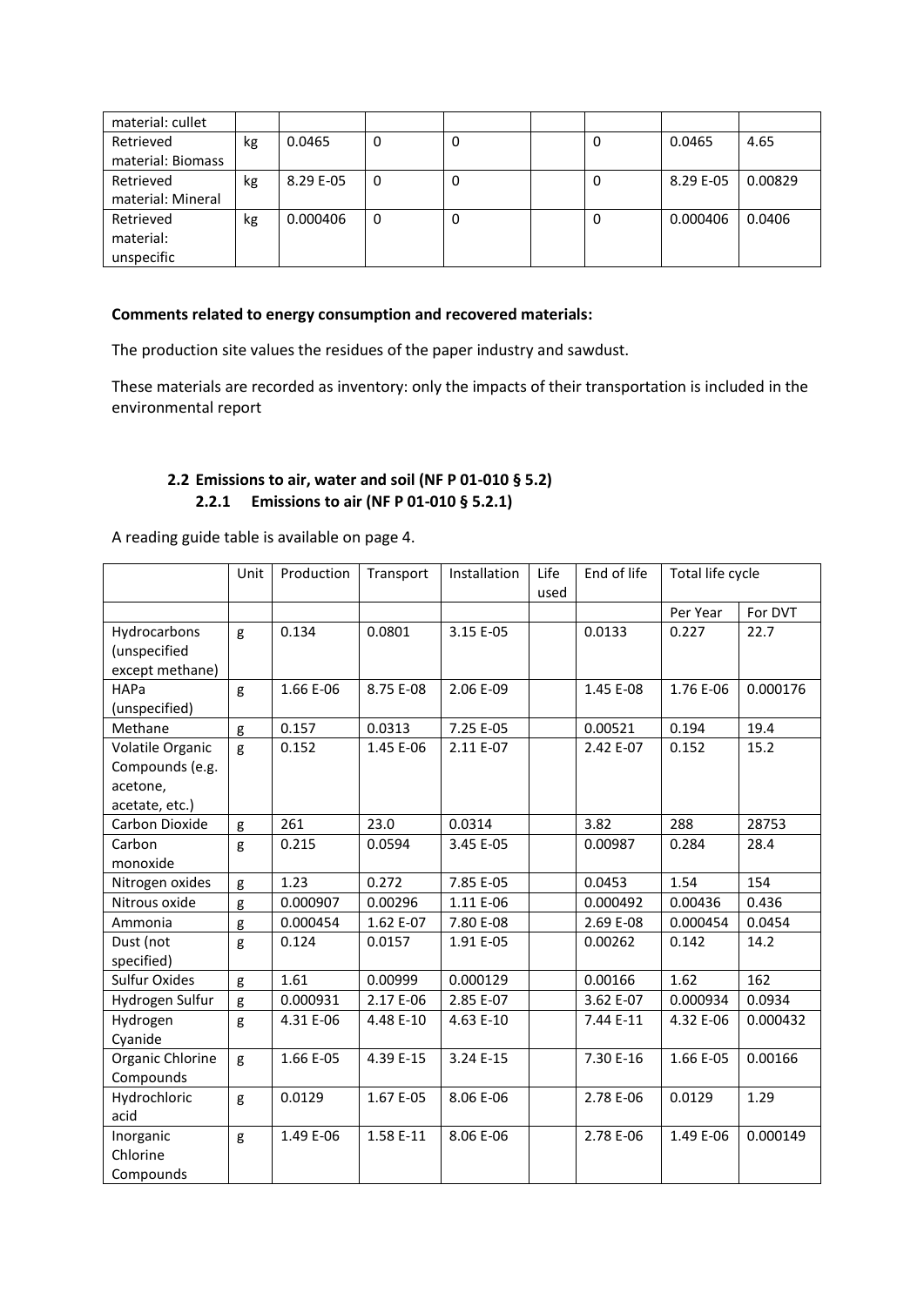| material: cullet | | | | | | | | |
|---|---|---|---|---|---|---|---|---|
| Retrieved material: Biomass | kg | 0.0465 | 0 | 0 | | 0 | 0.0465 | 4.65 |
| Retrieved material: Mineral | kg | 8.29 E-05 | 0 | 0 | | 0 | 8.29 E-05 | 0.00829 |
| Retrieved material: unspecific | kg | 0.000406 | 0 | 0 | | 0 | 0.000406 | 0.0406 |

**Comments related to energy consumption and recovered materials:**

The production site values the residues of the paper industry and sawdust.

These materials are recorded as inventory: only the impacts of their transportation is included in the environmental report

### 2.2 Emissions to air, water and soil (NF P 01-010 § 5.2)

#### 2.2.1 Emissions to air (NF P 01-010 § 5.2.1)

A reading guide table is available on page 4.

| | Unit | Production | Transport | Installation | Life used | End of life | Total life cycle | |
|---|---|---|---|---|---|---|---|---|
| | | | | | | | Per Year | For DVT |
| Hydrocarbons (unspecified except methane) | g | 0.134 | 0.0801 | 3.15 E-05 | | 0.0133 | 0.227 | 22.7 |
| HAPa (unspecified) | g | 1.66 E-06 | 8.75 E-08 | 2.06 E-09 | | 1.45 E-08 | 1.76 E-06 | 0.000176 |
| Methane | g | 0.157 | 0.0313 | 7.25 E-05 | | 0.00521 | 0.194 | 19.4 |
| Volatile Organic Compounds (e.g. acetone, acetate, etc.) | g | 0.152 | 1.45 E-06 | 2.11 E-07 | | 2.42 E-07 | 0.152 | 15.2 |
| Carbon Dioxide | g | 261 | 23.0 | 0.0314 | | 3.82 | 288 | 28753 |
| Carbon monoxide | g | 0.215 | 0.0594 | 3.45 E-05 | | 0.00987 | 0.284 | 28.4 |
| Nitrogen oxides | g | 1.23 | 0.272 | 7.85 E-05 | | 0.0453 | 1.54 | 154 |
| Nitrous oxide | g | 0.000907 | 0.00296 | 1.11 E-06 | | 0.000492 | 0.00436 | 0.436 |
| Ammonia | g | 0.000454 | 1.62 E-07 | 7.80 E-08 | | 2.69 E-08 | 0.000454 | 0.0454 |
| Dust (not specified) | g | 0.124 | 0.0157 | 1.91 E-05 | | 0.00262 | 0.142 | 14.2 |
| Sulfur Oxides | g | 1.61 | 0.00999 | 0.000129 | | 0.00166 | 1.62 | 162 |
| Hydrogen Sulfur | g | 0.000931 | 2.17 E-06 | 2.85 E-07 | | 3.62 E-07 | 0.000934 | 0.0934 |
| Hydrogen Cyanide | g | 4.31 E-06 | 4.48 E-10 | 4.63 E-10 | | 7.44 E-11 | 4.32 E-06 | 0.000432 |
| Organic Chlorine Compounds | g | 1.66 E-05 | 4.39 E-15 | 3.24 E-15 | | 7.30 E-16 | 1.66 E-05 | 0.00166 |
| Hydrochloric acid | g | 0.0129 | 1.67 E-05 | 8.06 E-06 | | 2.78 E-06 | 0.0129 | 1.29 |
| Inorganic Chlorine Compounds | g | 1.49 E-06 | 1.58 E-11 | 8.06 E-06 | | 2.78 E-06 | 1.49 E-06 | 0.000149 |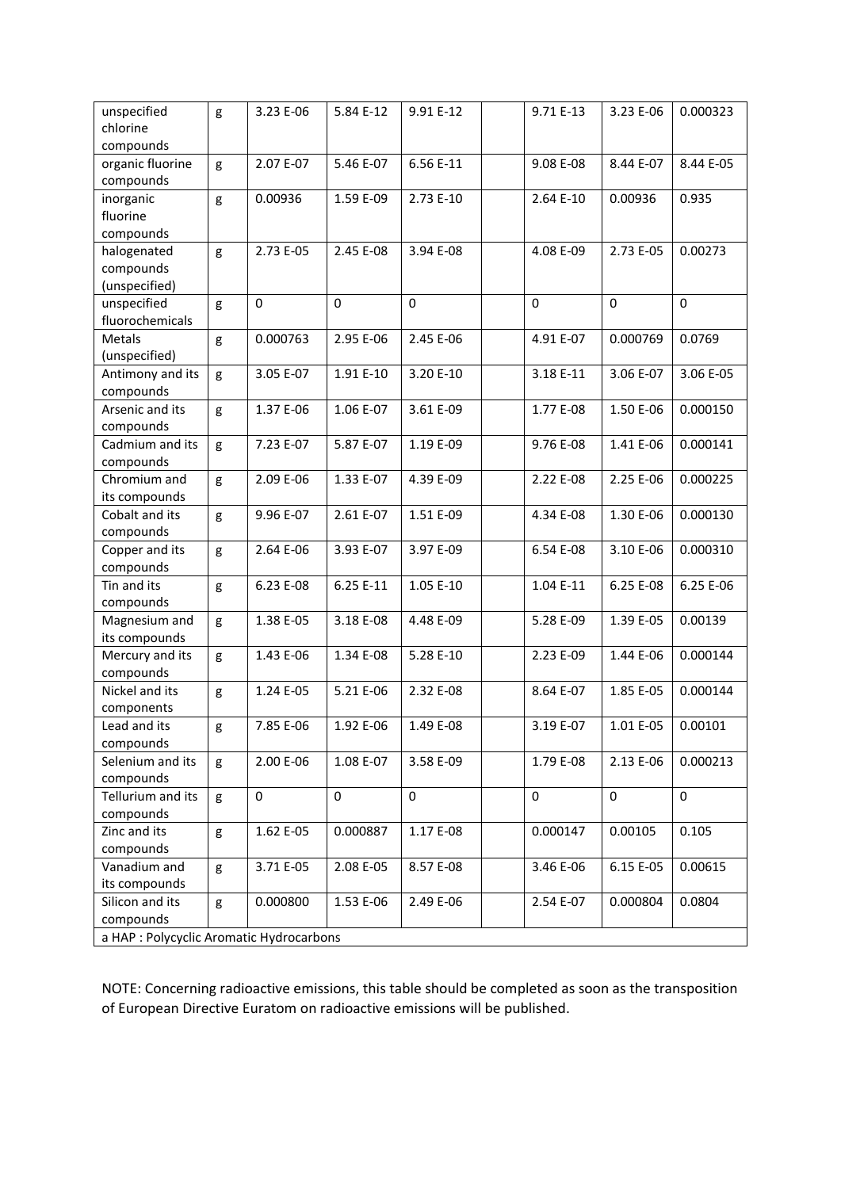| unspecified chlorine compounds | g | 3.23 E-06 | 5.84 E-12 | 9.91 E-12 | | 9.71 E-13 | 3.23 E-06 | 0.000323 |
|---|---|---|---|---|---|---|---|---|
| organic fluorine compounds | g | 2.07 E-07 | 5.46 E-07 | 6.56 E-11 | | 9.08 E-08 | 8.44 E-07 | 8.44 E-05 |
| inorganic fluorine compounds | g | 0.00936 | 1.59 E-09 | 2.73 E-10 | | 2.64 E-10 | 0.00936 | 0.935 |
| halogenated compounds (unspecified) | g | 2.73 E-05 | 2.45 E-08 | 3.94 E-08 | | 4.08 E-09 | 2.73 E-05 | 0.00273 |
| unspecified fluorochemicals | g | 0 | 0 | 0 | | 0 | 0 | 0 |
| Metals (unspecified) | g | 0.000763 | 2.95 E-06 | 2.45 E-06 | | 4.91 E-07 | 0.000769 | 0.0769 |
| Antimony and its compounds | g | 3.05 E-07 | 1.91 E-10 | 3.20 E-10 | | 3.18 E-11 | 3.06 E-07 | 3.06 E-05 |
| Arsenic and its compounds | g | 1.37 E-06 | 1.06 E-07 | 3.61 E-09 | | 1.77 E-08 | 1.50 E-06 | 0.000150 |
| Cadmium and its compounds | g | 7.23 E-07 | 5.87 E-07 | 1.19 E-09 | | 9.76 E-08 | 1.41 E-06 | 0.000141 |
| Chromium and its compounds | g | 2.09 E-06 | 1.33 E-07 | 4.39 E-09 | | 2.22 E-08 | 2.25 E-06 | 0.000225 |
| Cobalt and its compounds | g | 9.96 E-07 | 2.61 E-07 | 1.51 E-09 | | 4.34 E-08 | 1.30 E-06 | 0.000130 |
| Copper and its compounds | g | 2.64 E-06 | 3.93 E-07 | 3.97 E-09 | | 6.54 E-08 | 3.10 E-06 | 0.000310 |
| Tin and its compounds | g | 6.23 E-08 | 6.25 E-11 | 1.05 E-10 | | 1.04 E-11 | 6.25 E-08 | 6.25 E-06 |
| Magnesium and its compounds | g | 1.38 E-05 | 3.18 E-08 | 4.48 E-09 | | 5.28 E-09 | 1.39 E-05 | 0.00139 |
| Mercury and its compounds | g | 1.43 E-06 | 1.34 E-08 | 5.28 E-10 | | 2.23 E-09 | 1.44 E-06 | 0.000144 |
| Nickel and its components | g | 1.24 E-05 | 5.21 E-06 | 2.32 E-08 | | 8.64 E-07 | 1.85 E-05 | 0.000144 |
| Lead and its compounds | g | 7.85 E-06 | 1.92 E-06 | 1.49 E-08 | | 3.19 E-07 | 1.01 E-05 | 0.00101 |
| Selenium and its compounds | g | 2.00 E-06 | 1.08 E-07 | 3.58 E-09 | | 1.79 E-08 | 2.13 E-06 | 0.000213 |
| Tellurium and its compounds | g | 0 | 0 | 0 | | 0 | 0 | 0 |
| Zinc and its compounds | g | 1.62 E-05 | 0.000887 | 1.17 E-08 | | 0.000147 | 0.00105 | 0.105 |
| Vanadium and its compounds | g | 3.71 E-05 | 2.08 E-05 | 8.57 E-08 | | 3.46 E-06 | 6.15 E-05 | 0.00615 |
| Silicon and its compounds | g | 0.000800 | 1.53 E-06 | 2.49 E-06 | | 2.54 E-07 | 0.000804 | 0.0804 |
| a HAP : Polycyclic Aromatic Hydrocarbons | | | | | | | | |

NOTE: Concerning radioactive emissions, this table should be completed as soon as the transposition of European Directive Euratom on radioactive emissions will be published.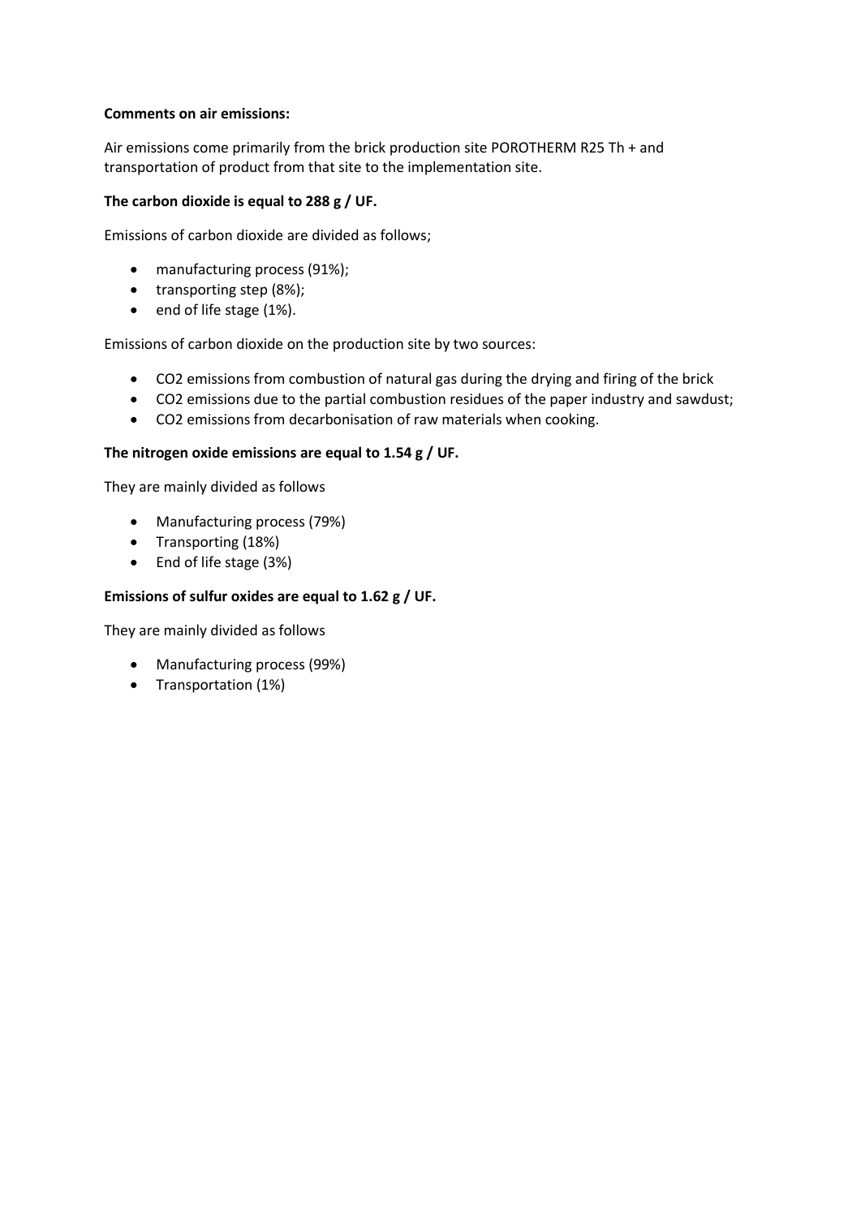**Comments on air emissions:**

Air emissions come primarily from the brick production site POROTHERM R25 Th + and transportation of product from that site to the implementation site.

**The carbon dioxide is equal to 288 g / UF.**

Emissions of carbon dioxide are divided as follows;

- manufacturing process (91%);
- transporting step (8%);
- end of life stage (1%).

Emissions of carbon dioxide on the production site by two sources:

- $CO_2$ emissions from combustion of natural gas during the drying and firing of the brick
- $CO_2$ emissions due to the partial combustion residues of the paper industry and sawdust;
- $CO_2$ emissions from decarbonisation of raw materials when cooking.

**The nitrogen oxide emissions are equal to 1.54 g / UF.**

They are mainly divided as follows

- Manufacturing process (79%)
- Transporting (18%)
- End of life stage (3%)

**Emissions of sulfur oxides are equal to 1.62 g / UF.**

They are mainly divided as follows

- Manufacturing process (99%)
- Transportation (1%)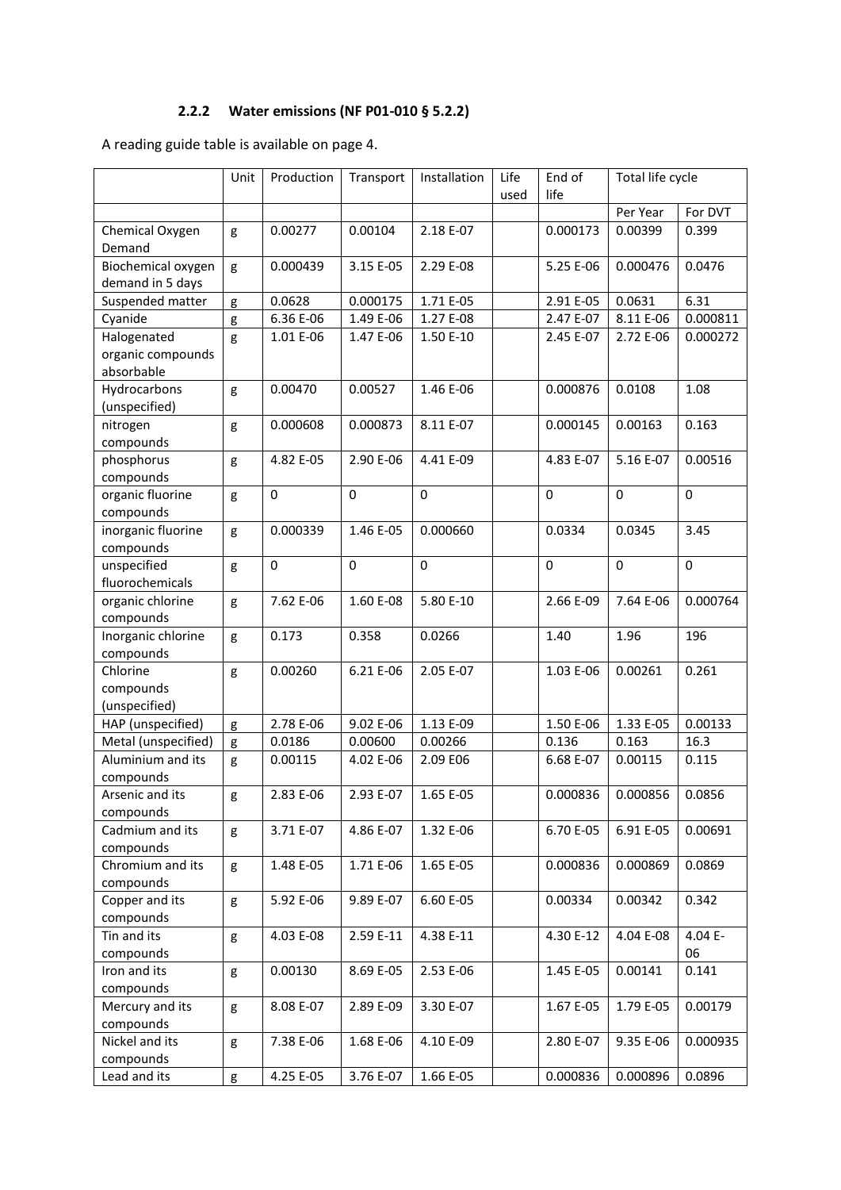### 2.2.2 Water emissions (NF P01-010 § 5.2.2)

A reading guide table is available on page 4.

| | Unit | Production | Transport | Installation | Life used | End of life | Total life cycle | |
|---|---|---|---|---|---|---|---|---|
| | | | | | | | Per Year | For DVT |
| Chemical Oxygen Demand | g | 0.00277 | 0.00104 | 2.18 E-07 | | 0.000173 | 0.00399 | 0.399 |
| Biochemical oxygen demand in 5 days | g | 0.000439 | 3.15 E-05 | 2.29 E-08 | | 5.25 E-06 | 0.000476 | 0.0476 |
| Suspended matter | g | 0.0628 | 0.000175 | 1.71 E-05 | | 2.91 E-05 | 0.0631 | 6.31 |
| Cyanide | g | 6.36 E-06 | 1.49 E-06 | 1.27 E-08 | | 2.47 E-07 | 8.11 E-06 | 0.000811 |
| Halogenated organic compounds absorbable | g | 1.01 E-06 | 1.47 E-06 | 1.50 E-10 | | 2.45 E-07 | 2.72 E-06 | 0.000272 |
| Hydrocarbons (unspecified) | g | 0.00470 | 0.00527 | 1.46 E-06 | | 0.000876 | 0.0108 | 1.08 |
| nitrogen compounds | g | 0.000608 | 0.000873 | 8.11 E-07 | | 0.000145 | 0.00163 | 0.163 |
| phosphorus compounds | g | 4.82 E-05 | 2.90 E-06 | 4.41 E-09 | | 4.83 E-07 | 5.16 E-07 | 0.00516 |
| organic fluorine compounds | g | 0 | 0 | 0 | | 0 | 0 | 0 |
| inorganic fluorine compounds | g | 0.000339 | 1.46 E-05 | 0.000660 | | 0.0334 | 0.0345 | 3.45 |
| unspecified fluorochemicals | g | 0 | 0 | 0 | | 0 | 0 | 0 |
| organic chlorine compounds | g | 7.62 E-06 | 1.60 E-08 | 5.80 E-10 | | 2.66 E-09 | 7.64 E-06 | 0.000764 |
| Inorganic chlorine compounds | g | 0.173 | 0.358 | 0.0266 | | 1.40 | 1.96 | 196 |
| Chlorine compounds (unspecified) | g | 0.00260 | 6.21 E-06 | 2.05 E-07 | | 1.03 E-06 | 0.00261 | 0.261 |
| HAP (unspecified) | g | 2.78 E-06 | 9.02 E-06 | 1.13 E-09 | | 1.50 E-06 | 1.33 E-05 | 0.00133 |
| Metal (unspecified) | g | 0.0186 | 0.00600 | 0.00266 | | 0.136 | 0.163 | 16.3 |
| Aluminium and its compounds | g | 0.00115 | 4.02 E-06 | 2.09 E06 | | 6.68 E-07 | 0.00115 | 0.115 |
| Arsenic and its compounds | g | 2.83 E-06 | 2.93 E-07 | 1.65 E-05 | | 0.000836 | 0.000856 | 0.0856 |
| Cadmium and its compounds | g | 3.71 E-07 | 4.86 E-07 | 1.32 E-06 | | 6.70 E-05 | 6.91 E-05 | 0.00691 |
| Chromium and its compounds | g | 1.48 E-05 | 1.71 E-06 | 1.65 E-05 | | 0.000836 | 0.000869 | 0.0869 |
| Copper and its compounds | g | 5.92 E-06 | 9.89 E-07 | 6.60 E-05 | | 0.00334 | 0.00342 | 0.342 |
| Tin and its compounds | g | 4.03 E-08 | 2.59 E-11 | 4.38 E-11 | | 4.30 E-12 | 4.04 E-08 | 4.04 E-06 |
| Iron and its compounds | g | 0.00130 | 8.69 E-05 | 2.53 E-06 | | 1.45 E-05 | 0.00141 | 0.141 |
| Mercury and its compounds | g | 8.08 E-07 | 2.89 E-09 | 3.30 E-07 | | 1.67 E-05 | 1.79 E-05 | 0.00179 |
| Nickel and its compounds | g | 7.38 E-06 | 1.68 E-06 | 4.10 E-09 | | 2.80 E-07 | 9.35 E-06 | 0.000935 |
| Lead and its | g | 4.25 E-05 | 3.76 E-07 | 1.66 E-05 | | 0.000836 | 0.000896 | 0.0896 |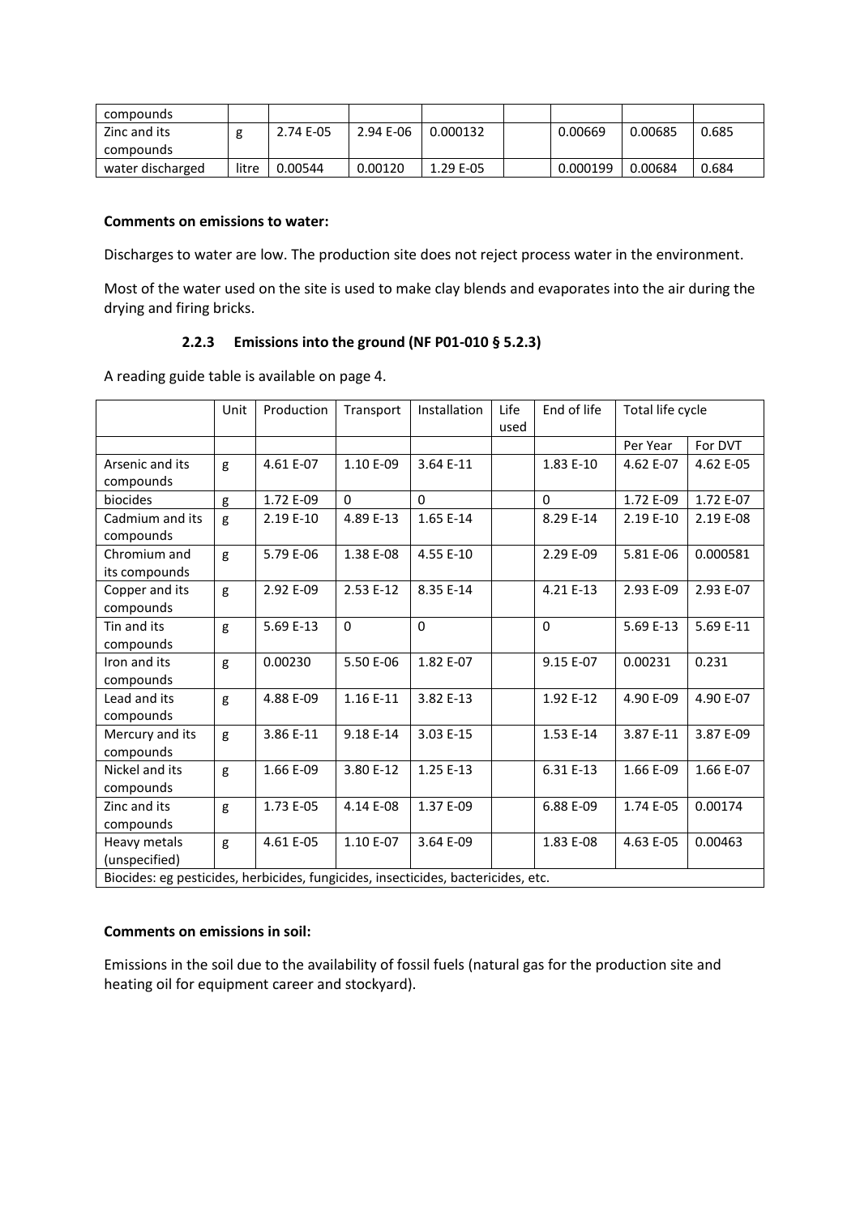| compounds | | | | | | | | |
|---|---|---|---|---|---|---|---|---|
| Zinc and its compounds | g | 2.74 E-05 | 2.94 E-06 | 0.000132 | | 0.00669 | 0.00685 | 0.685 |
| water discharged | litre | 0.00544 | 0.00120 | 1.29 E-05 | | 0.000199 | 0.00684 | 0.684 |

**Comments on emissions to water:**

Discharges to water are low. The production site does not reject process water in the environment.

Most of the water used on the site is used to make clay blends and evaporates into the air during the drying and firing bricks.

### 2.2.3 Emissions into the ground (NF P01-010 § 5.2.3)

A reading guide table is available on page 4.

| | Unit | Production | Transport | Installation | Life used | End of life | Total life cycle | |
|---|---|---|---|---|---|---|---|---|
| | | | | | | | Per Year | For DVT |
| Arsenic and its compounds | g | 4.61 E-07 | 1.10 E-09 | 3.64 E-11 | | 1.83 E-10 | 4.62 E-07 | 4.62 E-05 |
| biocides | g | 1.72 E-09 | 0 | 0 | | 0 | 1.72 E-09 | 1.72 E-07 |
| Cadmium and its compounds | g | 2.19 E-10 | 4.89 E-13 | 1.65 E-14 | | 8.29 E-14 | 2.19 E-10 | 2.19 E-08 |
| Chromium and its compounds | g | 5.79 E-06 | 1.38 E-08 | 4.55 E-10 | | 2.29 E-09 | 5.81 E-06 | 0.000581 |
| Copper and its compounds | g | 2.92 E-09 | 2.53 E-12 | 8.35 E-14 | | 4.21 E-13 | 2.93 E-09 | 2.93 E-07 |
| Tin and its compounds | g | 5.69 E-13 | 0 | 0 | | 0 | 5.69 E-13 | 5.69 E-11 |
| Iron and its compounds | g | 0.00230 | 5.50 E-06 | 1.82 E-07 | | 9.15 E-07 | 0.00231 | 0.231 |
| Lead and its compounds | g | 4.88 E-09 | 1.16 E-11 | 3.82 E-13 | | 1.92 E-12 | 4.90 E-09 | 4.90 E-07 |
| Mercury and its compounds | g | 3.86 E-11 | 9.18 E-14 | 3.03 E-15 | | 1.53 E-14 | 3.87 E-11 | 3.87 E-09 |
| Nickel and its compounds | g | 1.66 E-09 | 3.80 E-12 | 1.25 E-13 | | 6.31 E-13 | 1.66 E-09 | 1.66 E-07 |
| Zinc and its compounds | g | 1.73 E-05 | 4.14 E-08 | 1.37 E-09 | | 6.88 E-09 | 1.74 E-05 | 0.00174 |
| Heavy metals (unspecified) | g | 4.61 E-05 | 1.10 E-07 | 3.64 E-09 | | 1.83 E-08 | 4.63 E-05 | 0.00463 |
| Biocides: eg pesticides, herbicides, fungicides, insecticides, bactericides, etc. | | | | | | | | |

**Comments on emissions in soil:**

Emissions in the soil due to the availability of fossil fuels (natural gas for the production site and heating oil for equipment career and stockyard).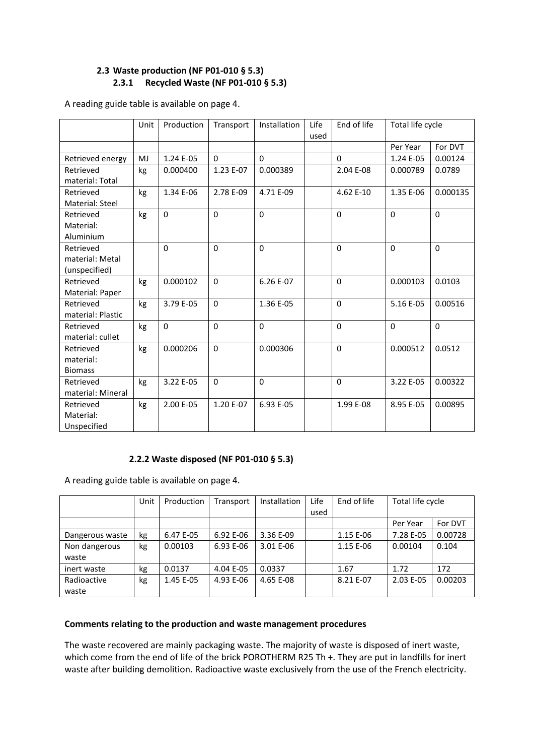## 2.3 Waste production (NF P01-010 § 5.3)

### 2.3.1 Recycled Waste (NF P01-010 § 5.3)

A reading guide table is available on page 4.

| | Unit | Production | Transport | Installation | Life used | End of life | Total life cycle | |
|---|---|---|---|---|---|---|---|---|
| | | | | | | | Per Year | For DVT |
| Retrieved energy | MJ | 1.24 E-05 | 0 | 0 | | 0 | 1.24 E-05 | 0.00124 |
| Retrieved material: Total | kg | 0.000400 | 1.23 E-07 | 0.000389 | | 2.04 E-08 | 0.000789 | 0.0789 |
| Retrieved Material: Steel | kg | 1.34 E-06 | 2.78 E-09 | 4.71 E-09 | | 4.62 E-10 | 1.35 E-06 | 0.000135 |
| Retrieved Material: Aluminium | kg | 0 | 0 | 0 | | 0 | 0 | 0 |
| Retrieved material: Metal (unspecified) | | 0 | 0 | 0 | | 0 | 0 | 0 |
| Retrieved Material: Paper | kg | 0.000102 | 0 | 6.26 E-07 | | 0 | 0.000103 | 0.0103 |
| Retrieved material: Plastic | kg | 3.79 E-05 | 0 | 1.36 E-05 | | 0 | 5.16 E-05 | 0.00516 |
| Retrieved material: cullet | kg | 0 | 0 | 0 | | 0 | 0 | 0 |
| Retrieved material: Biomass | kg | 0.000206 | 0 | 0.000306 | | 0 | 0.000512 | 0.0512 |
| Retrieved material: Mineral | kg | 3.22 E-05 | 0 | 0 | | 0 | 3.22 E-05 | 0.00322 |
| Retrieved Material: Unspecified | kg | 2.00 E-05 | 1.20 E-07 | 6.93 E-05 | | 1.99 E-08 | 8.95 E-05 | 0.00895 |

### 2.2.2 Waste disposed (NF P01-010 § 5.3)

A reading guide table is available on page 4.

| | Unit | Production | Transport | Installation | Life used | End of life | Total life cycle | |
|---|---|---|---|---|---|---|---|---|
| | | | | | | | Per Year | For DVT |
| Dangerous waste | kg | 6.47 E-05 | 6.92 E-06 | 3.36 E-09 | | 1.15 E-06 | 7.28 E-05 | 0.00728 |
| Non dangerous waste | kg | 0.00103 | 6.93 E-06 | 3.01 E-06 | | 1.15 E-06 | 0.00104 | 0.104 |
| inert waste | kg | 0.0137 | 4.04 E-05 | 0.0337 | | 1.67 | 1.72 | 172 |
| Radioactive waste | kg | 1.45 E-05 | 4.93 E-06 | 4.65 E-08 | | 8.21 E-07 | 2.03 E-05 | 0.00203 |

**Comments relating to the production and waste management procedures**

The waste recovered are mainly packaging waste. The majority of waste is disposed of inert waste, which come from the end of life of the brick POROTHERM R25 Th +. They are put in landfills for inert waste after building demolition. Radioactive waste exclusively from the use of the French electricity.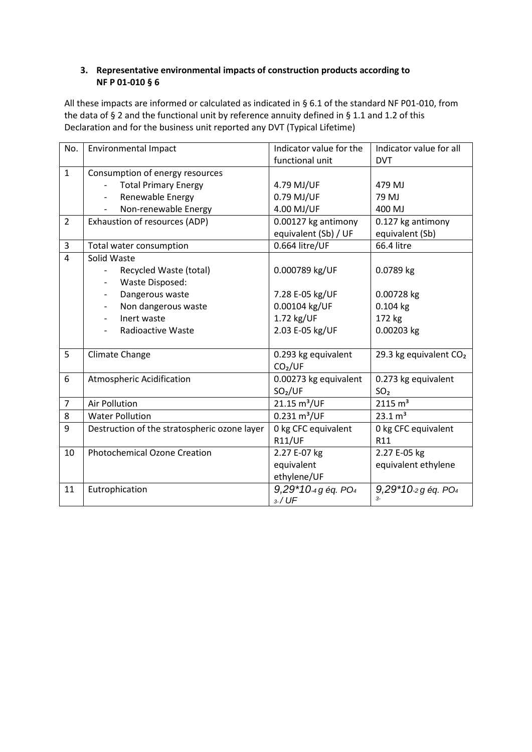### 3. Representative environmental impacts of construction products according to NF P 01-010 § 6

All these impacts are informed or calculated as indicated in § 6.1 of the standard NF P01-010, from the data of § 2 and the functional unit by reference annuity defined in § 1.1 and 1.2 of this Declaration and for the business unit reported any DVT (Typical Lifetime)

| No. | Environmental Impact | Indicator value for the functional unit | Indicator value for all DVT |
|---|---|---|---|
| 1 | Consumption of energy resources<br>- Total Primary Energy<br>- Renewable Energy<br>- Non-renewable Energy | <br>4.79 MJ/UF<br>0.79 MJ/UF<br>4.00 MJ/UF | <br>479 MJ<br>79 MJ<br>400 MJ |
| 2 | Exhaustion of resources (ADP) | 0.00127 kg antimony equivalent (Sb) / UF | 0.127 kg antimony equivalent (Sb) |
| 3 | Total water consumption | 0.664 litre/UF | 66.4 litre |
| 4 | Solid Waste<br>- Recycled Waste (total)<br>- Waste Disposed:<br>- Dangerous waste<br>- Non dangerous waste<br>- Inert waste<br>- Radioactive Waste | <br>0.000789 kg/UF<br><br>7.28 E-05 kg/UF<br>0.00104 kg/UF<br>1.72 kg/UF<br>2.03 E-05 kg/UF | <br>0.0789 kg<br><br>0.00728 kg<br>0.104 kg<br>172 kg<br>0.00203 kg |
| 5 | Climate Change | 0.293 kg equivalent $CO_2$/UF | 29.3 kg equivalent $CO_2$ |
| 6 | Atmospheric Acidification | 0.00273 kg equivalent $SO_2$/UF | 0.273 kg equivalent $SO_2$ |
| 7 | Air Pollution | 21.15 $m^3$/UF | 2115 $m^3$ |
| 8 | Water Pollution | 0.231 $m^3$/UF | 23.1 $m^3$ |
| 9 | Destruction of the stratospheric ozone layer | 0 kg CFC equivalent R11/UF | 0 kg CFC equivalent R11 |
| 10 | Photochemical Ozone Creation | 2.27 E-07 kg equivalent ethylene/UF | 2.27 E-05 kg equivalent ethylene |
| 11 | Eutrophication | *$9{,}29 \times 10^{-4}$ g éq. $PO_4^{3-}$ / UF* | *$9{,}29 \times 10^{-2}$ g éq. $PO_4^{3-}$* |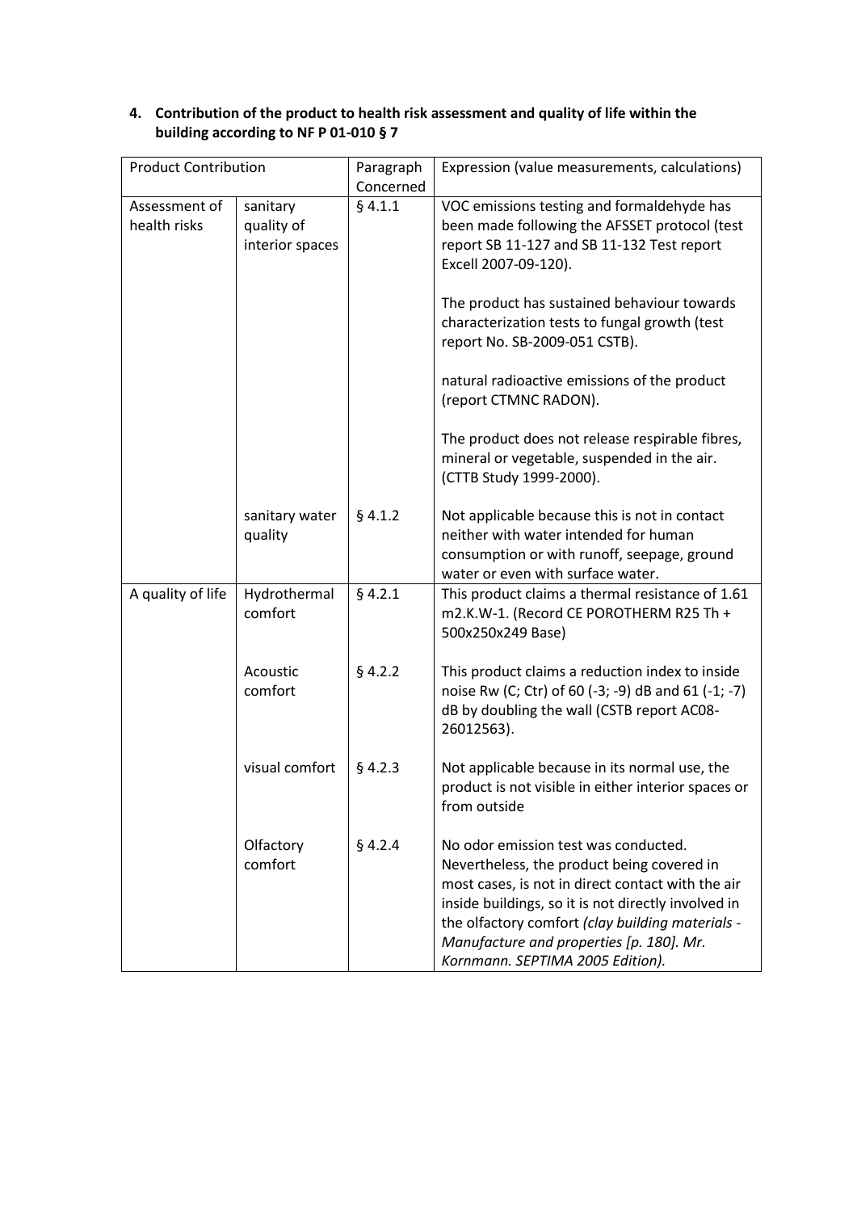**4. Contribution of the product to health risk assessment and quality of life within the building according to NF P 01-010 § 7**

| Product Contribution | | Paragraph Concerned | Expression (value measurements, calculations) |
|---|---|---|---|
| Assessment of health risks | sanitary quality of interior spaces | § 4.1.1 | VOC emissions testing and formaldehyde has been made following the AFSSET protocol (test report SB 11-127 and SB 11-132 Test report Excell 2007-09-120).<br><br>The product has sustained behaviour towards characterization tests to fungal growth (test report No. SB-2009-051 CSTB).<br><br>natural radioactive emissions of the product (report CTMNC RADON).<br><br>The product does not release respirable fibres, mineral or vegetable, suspended in the air. (CTTB Study 1999-2000). |
| | sanitary water quality | § 4.1.2 | Not applicable because this is not in contact neither with water intended for human consumption or with runoff, seepage, ground water or even with surface water. |
| A quality of life | Hydrothermal comfort | § 4.2.1 | This product claims a thermal resistance of 1.61 m2.K.W-1. (Record CE POROTHERM R25 Th + 500x250x249 Base) |
| | Acoustic comfort | § 4.2.2 | This product claims a reduction index to inside noise Rw (C; Ctr) of 60 (-3; -9) dB and 61 (-1; -7) dB by doubling the wall (CSTB report AC08-26012563). |
| | visual comfort | § 4.2.3 | Not applicable because in its normal use, the product is not visible in either interior spaces or from outside |
| | Olfactory comfort | § 4.2.4 | No odor emission test was conducted. Nevertheless, the product being covered in most cases, is not in direct contact with the air inside buildings, so it is not directly involved in the olfactory comfort *(clay building materials - Manufacture and properties [p. 180]. Mr. Kornmann. SEPTIMA 2005 Edition).* |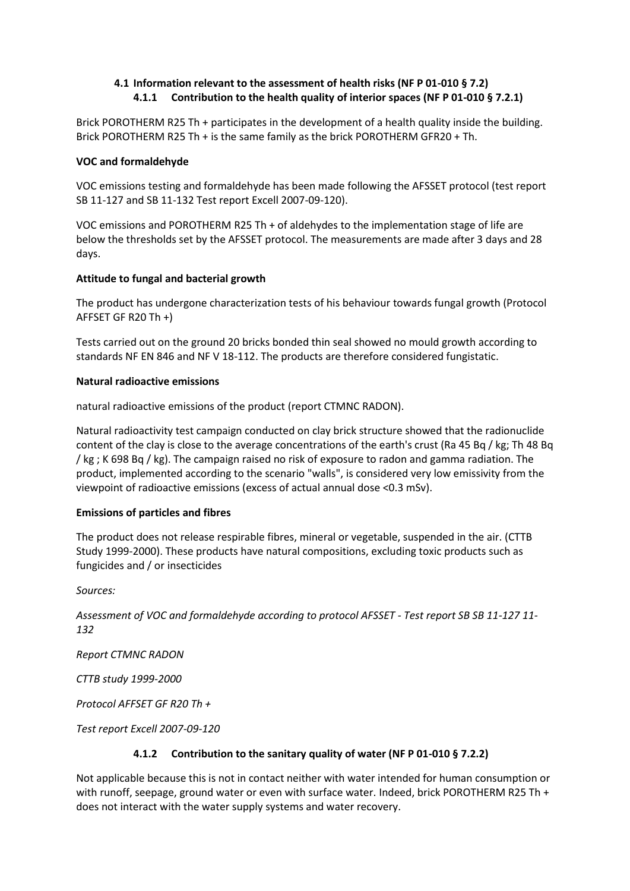### 4.1 Information relevant to the assessment of health risks (NF P 01-010 § 7.2)

#### 4.1.1 Contribution to the health quality of interior spaces (NF P 01-010 § 7.2.1)

Brick POROTHERM R25 Th + participates in the development of a health quality inside the building. Brick POROTHERM R25 Th + is the same family as the brick POROTHERM GFR20 + Th.

**VOC and formaldehyde**

VOC emissions testing and formaldehyde has been made following the AFSSET protocol (test report SB 11-127 and SB 11-132 Test report Excell 2007-09-120).

VOC emissions and POROTHERM R25 Th + of aldehydes to the implementation stage of life are below the thresholds set by the AFSSET protocol. The measurements are made after 3 days and 28 days.

**Attitude to fungal and bacterial growth**

The product has undergone characterization tests of his behaviour towards fungal growth (Protocol AFFSET GF R20 Th +)

Tests carried out on the ground 20 bricks bonded thin seal showed no mould growth according to standards NF EN 846 and NF V 18-112. The products are therefore considered fungistatic.

**Natural radioactive emissions**

natural radioactive emissions of the product (report CTMNC RADON).

Natural radioactivity test campaign conducted on clay brick structure showed that the radionuclide content of the clay is close to the average concentrations of the earth's crust (Ra 45 Bq / kg; Th 48 Bq / kg ; K 698 Bq / kg). The campaign raised no risk of exposure to radon and gamma radiation. The product, implemented according to the scenario "walls", is considered very low emissivity from the viewpoint of radioactive emissions (excess of actual annual dose <0.3 mSv).

**Emissions of particles and fibres**

The product does not release respirable fibres, mineral or vegetable, suspended in the air. (CTTB Study 1999-2000). These products have natural compositions, excluding toxic products such as fungicides and / or insecticides

*Sources:*

*Assessment of VOC and formaldehyde according to protocol AFSSET - Test report SB SB 11-127 11-132*

*Report CTMNC RADON*

*CTTB study 1999-2000*

*Protocol AFFSET GF R20 Th +*

*Test report Excell 2007-09-120*

#### 4.1.2 Contribution to the sanitary quality of water (NF P 01-010 § 7.2.2)

Not applicable because this is not in contact neither with water intended for human consumption or with runoff, seepage, ground water or even with surface water. Indeed, brick POROTHERM R25 Th + does not interact with the water supply systems and water recovery.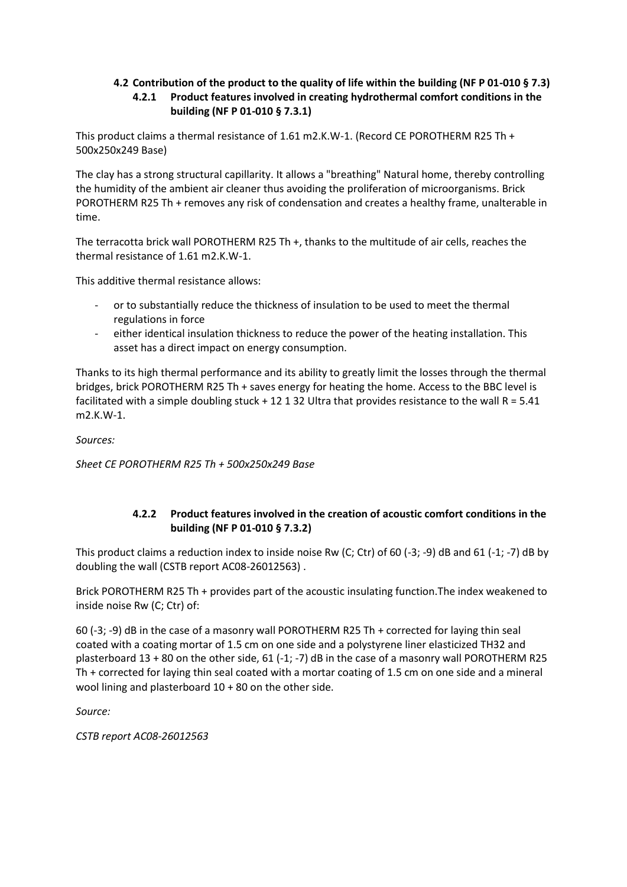### 4.2 Contribution of the product to the quality of life within the building (NF P 01-010 § 7.3)

#### 4.2.1 Product features involved in creating hydrothermal comfort conditions in the building (NF P 01-010 § 7.3.1)

This product claims a thermal resistance of 1.61 m2.K.W-1. (Record CE POROTHERM R25 Th + 500x250x249 Base)

The clay has a strong structural capillarity. It allows a "breathing" Natural home, thereby controlling the humidity of the ambient air cleaner thus avoiding the proliferation of microorganisms. Brick POROTHERM R25 Th + removes any risk of condensation and creates a healthy frame, unalterable in time.

The terracotta brick wall POROTHERM R25 Th +, thanks to the multitude of air cells, reaches the thermal resistance of 1.61 m2.K.W-1.

This additive thermal resistance allows:

- or to substantially reduce the thickness of insulation to be used to meet the thermal regulations in force
- either identical insulation thickness to reduce the power of the heating installation. This asset has a direct impact on energy consumption.

Thanks to its high thermal performance and its ability to greatly limit the losses through the thermal bridges, brick POROTHERM R25 Th + saves energy for heating the home. Access to the BBC level is facilitated with a simple doubling stuck + 12 1 32 Ultra that provides resistance to the wall R = 5.41 m2.K.W-1.

*Sources:*

*Sheet CE POROTHERM R25 Th + 500x250x249 Base*

#### 4.2.2 Product features involved in the creation of acoustic comfort conditions in the building (NF P 01-010 § 7.3.2)

This product claims a reduction index to inside noise Rw (C; Ctr) of 60 (-3; -9) dB and 61 (-1; -7) dB by doubling the wall (CSTB report AC08-26012563) .

Brick POROTHERM R25 Th + provides part of the acoustic insulating function.The index weakened to inside noise Rw (C; Ctr) of:

60 (-3; -9) dB in the case of a masonry wall POROTHERM R25 Th + corrected for laying thin seal coated with a coating mortar of 1.5 cm on one side and a polystyrene liner elasticized TH32 and plasterboard 13 + 80 on the other side, 61 (-1; -7) dB in the case of a masonry wall POROTHERM R25 Th + corrected for laying thin seal coated with a mortar coating of 1.5 cm on one side and a mineral wool lining and plasterboard 10 + 80 on the other side.

*Source:*

*CSTB report AC08-26012563*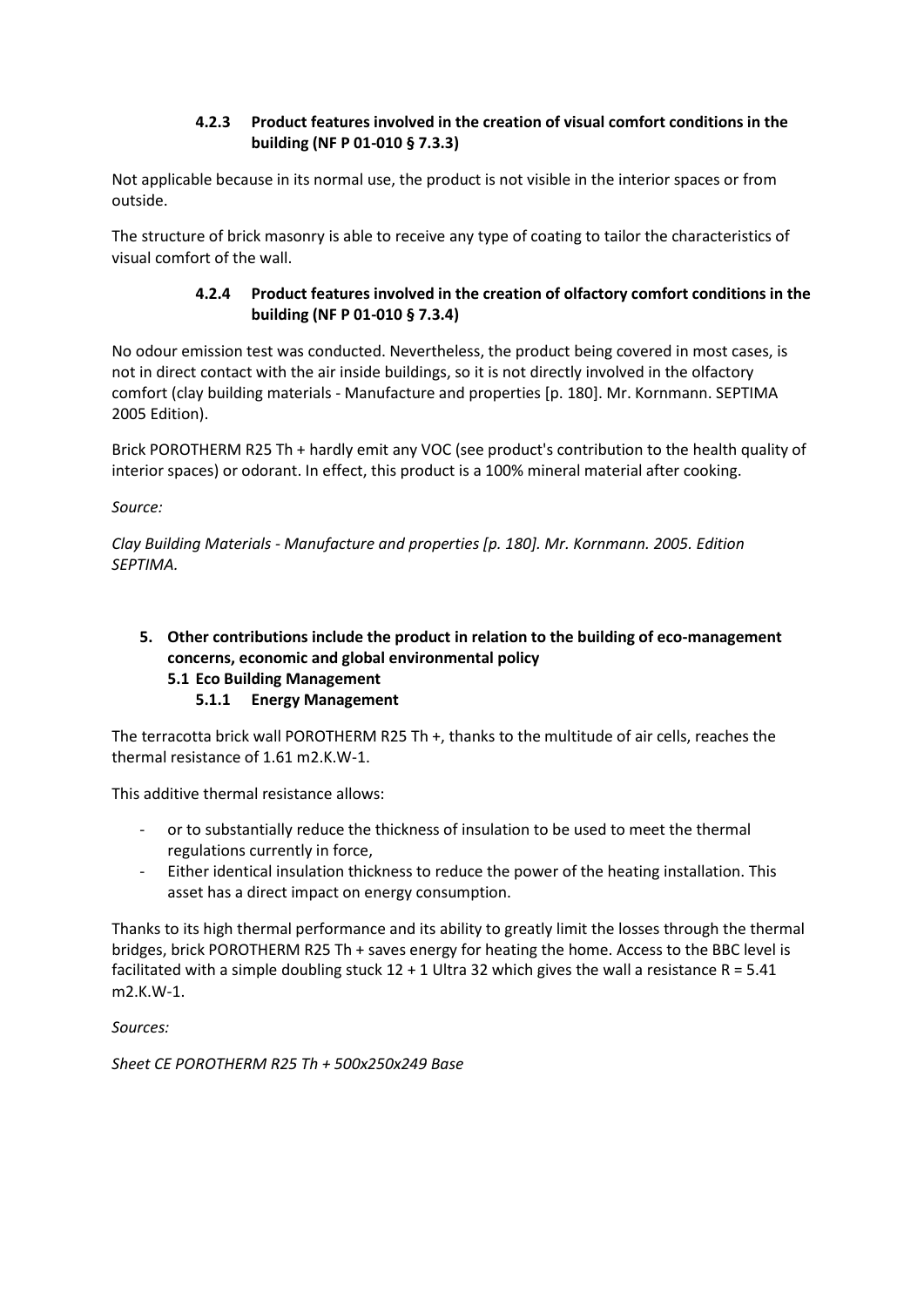#### 4.2.3 Product features involved in the creation of visual comfort conditions in the building (NF P 01-010 § 7.3.3)

Not applicable because in its normal use, the product is not visible in the interior spaces or from outside.

The structure of brick masonry is able to receive any type of coating to tailor the characteristics of visual comfort of the wall.

#### 4.2.4 Product features involved in the creation of olfactory comfort conditions in the building (NF P 01-010 § 7.3.4)

No odour emission test was conducted. Nevertheless, the product being covered in most cases, is not in direct contact with the air inside buildings, so it is not directly involved in the olfactory comfort (clay building materials - Manufacture and properties [p. 180]. Mr. Kornmann. SEPTIMA 2005 Edition).

Brick POROTHERM R25 Th + hardly emit any VOC (see product's contribution to the health quality of interior spaces) or odorant. In effect, this product is a 100% mineral material after cooking.

*Source:*

*Clay Building Materials - Manufacture and properties [p. 180]. Mr. Kornmann. 2005. Edition SEPTIMA.*

## 5. Other contributions include the product in relation to the building of eco-management concerns, economic and global environmental policy

### 5.1 Eco Building Management

#### 5.1.1 Energy Management

The terracotta brick wall POROTHERM R25 Th +, thanks to the multitude of air cells, reaches the thermal resistance of 1.61 m2.K.W-1.

This additive thermal resistance allows:

- or to substantially reduce the thickness of insulation to be used to meet the thermal regulations currently in force,
- Either identical insulation thickness to reduce the power of the heating installation. This asset has a direct impact on energy consumption.

Thanks to its high thermal performance and its ability to greatly limit the losses through the thermal bridges, brick POROTHERM R25 Th + saves energy for heating the home. Access to the BBC level is facilitated with a simple doubling stuck 12 + 1 Ultra 32 which gives the wall a resistance R = 5.41 m2.K.W-1.

*Sources:*

*Sheet CE POROTHERM R25 Th + 500x250x249 Base*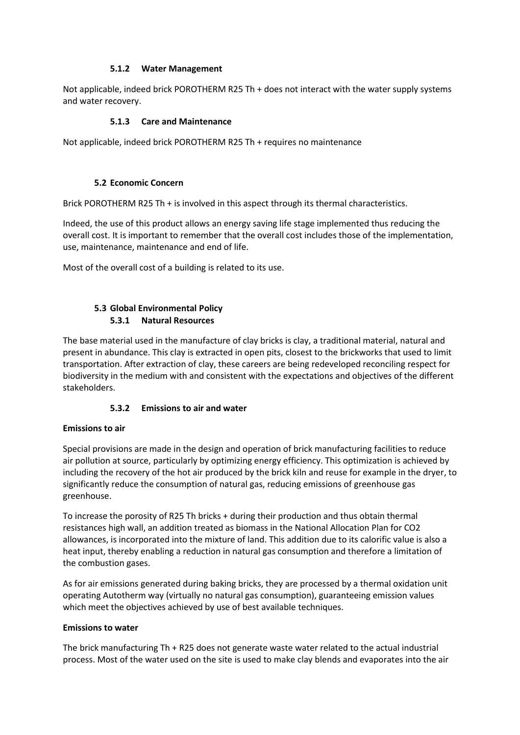#### 5.1.2 Water Management

Not applicable, indeed brick POROTHERM R25 Th + does not interact with the water supply systems and water recovery.

#### 5.1.3 Care and Maintenance

Not applicable, indeed brick POROTHERM R25 Th + requires no maintenance

### 5.2 Economic Concern

Brick POROTHERM R25 Th + is involved in this aspect through its thermal characteristics.

Indeed, the use of this product allows an energy saving life stage implemented thus reducing the overall cost. It is important to remember that the overall cost includes those of the implementation, use, maintenance, maintenance and end of life.

Most of the overall cost of a building is related to its use.

### 5.3 Global Environmental Policy

#### 5.3.1 Natural Resources

The base material used in the manufacture of clay bricks is clay, a traditional material, natural and present in abundance. This clay is extracted in open pits, closest to the brickworks that used to limit transportation. After extraction of clay, these careers are being redeveloped reconciling respect for biodiversity in the medium with and consistent with the expectations and objectives of the different stakeholders.

#### 5.3.2 Emissions to air and water

**Emissions to air**

Special provisions are made in the design and operation of brick manufacturing facilities to reduce air pollution at source, particularly by optimizing energy efficiency. This optimization is achieved by including the recovery of the hot air produced by the brick kiln and reuse for example in the dryer, to significantly reduce the consumption of natural gas, reducing emissions of greenhouse gas greenhouse.

To increase the porosity of R25 Th bricks + during their production and thus obtain thermal resistances high wall, an addition treated as biomass in the National Allocation Plan for $CO_2$ allowances, is incorporated into the mixture of land. This addition due to its calorific value is also a heat input, thereby enabling a reduction in natural gas consumption and therefore a limitation of the combustion gases.

As for air emissions generated during baking bricks, they are processed by a thermal oxidation unit operating Autotherm way (virtually no natural gas consumption), guaranteeing emission values which meet the objectives achieved by use of best available techniques.

**Emissions to water**

The brick manufacturing Th + R25 does not generate waste water related to the actual industrial process. Most of the water used on the site is used to make clay blends and evaporates into the air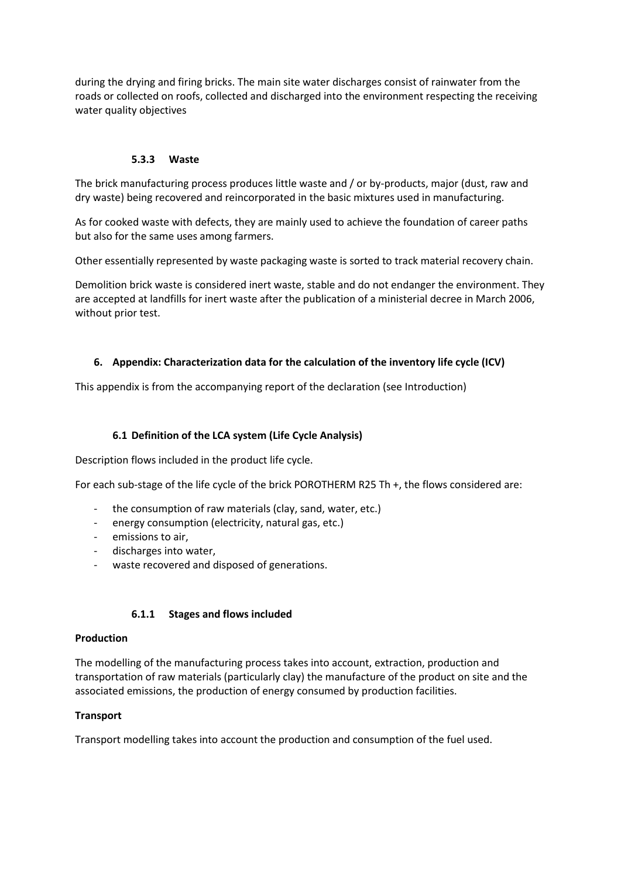during the drying and firing bricks. The main site water discharges consist of rainwater from the roads or collected on roofs, collected and discharged into the environment respecting the receiving water quality objectives

#### 5.3.3 Waste

The brick manufacturing process produces little waste and / or by-products, major (dust, raw and dry waste) being recovered and reincorporated in the basic mixtures used in manufacturing.

As for cooked waste with defects, they are mainly used to achieve the foundation of career paths but also for the same uses among farmers.

Other essentially represented by waste packaging waste is sorted to track material recovery chain.

Demolition brick waste is considered inert waste, stable and do not endanger the environment. They are accepted at landfills for inert waste after the publication of a ministerial decree in March 2006, without prior test.

## 6. Appendix: Characterization data for the calculation of the inventory life cycle (ICV)

This appendix is from the accompanying report of the declaration (see Introduction)

### 6.1 Definition of the LCA system (Life Cycle Analysis)

Description flows included in the product life cycle.

For each sub-stage of the life cycle of the brick POROTHERM R25 Th +, the flows considered are:

- the consumption of raw materials (clay, sand, water, etc.)
- energy consumption (electricity, natural gas, etc.)
- emissions to air,
- discharges into water,
- waste recovered and disposed of generations.

#### 6.1.1 Stages and flows included

**Production**

The modelling of the manufacturing process takes into account, extraction, production and transportation of raw materials (particularly clay) the manufacture of the product on site and the associated emissions, the production of energy consumed by production facilities.

**Transport**

Transport modelling takes into account the production and consumption of the fuel used.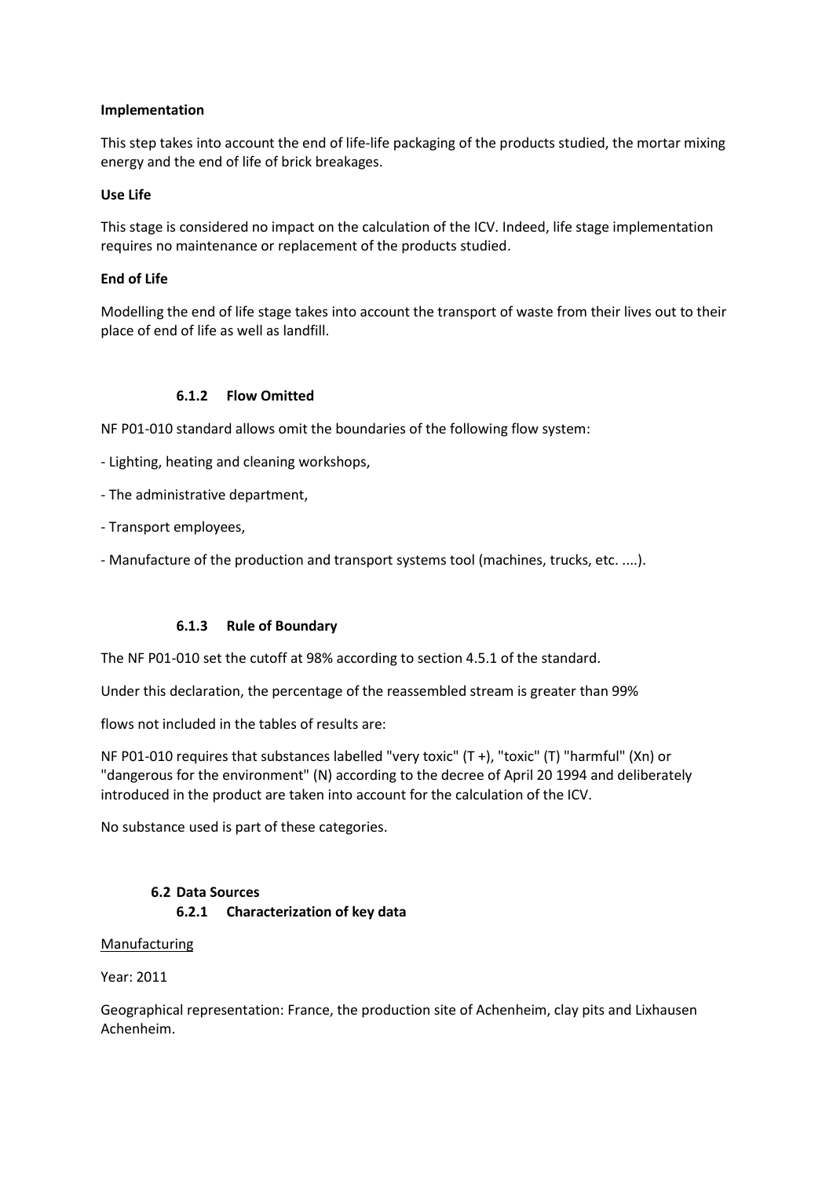**Implementation**

This step takes into account the end of life-life packaging of the products studied, the mortar mixing energy and the end of life of brick breakages.

**Use Life**

This stage is considered no impact on the calculation of the ICV. Indeed, life stage implementation requires no maintenance or replacement of the products studied.

**End of Life**

Modelling the end of life stage takes into account the transport of waste from their lives out to their place of end of life as well as landfill.

#### 6.1.2 Flow Omitted

NF P01-010 standard allows omit the boundaries of the following flow system:

- Lighting, heating and cleaning workshops,
- The administrative department,
- Transport employees,
- Manufacture of the production and transport systems tool (machines, trucks, etc. ....).

#### 6.1.3 Rule of Boundary

The NF P01-010 set the cutoff at 98% according to section 4.5.1 of the standard.

Under this declaration, the percentage of the reassembled stream is greater than 99%

flows not included in the tables of results are:

NF P01-010 requires that substances labelled "very toxic" (T +), "toxic" (T) "harmful" (Xn) or "dangerous for the environment" (N) according to the decree of April 20 1994 and deliberately introduced in the product are taken into account for the calculation of the ICV.

No substance used is part of these categories.

### 6.2 Data Sources

#### 6.2.1 Characterization of key data

Manufacturing

Year: 2011

Geographical representation: France, the production site of Achenheim, clay pits and Lixhausen Achenheim.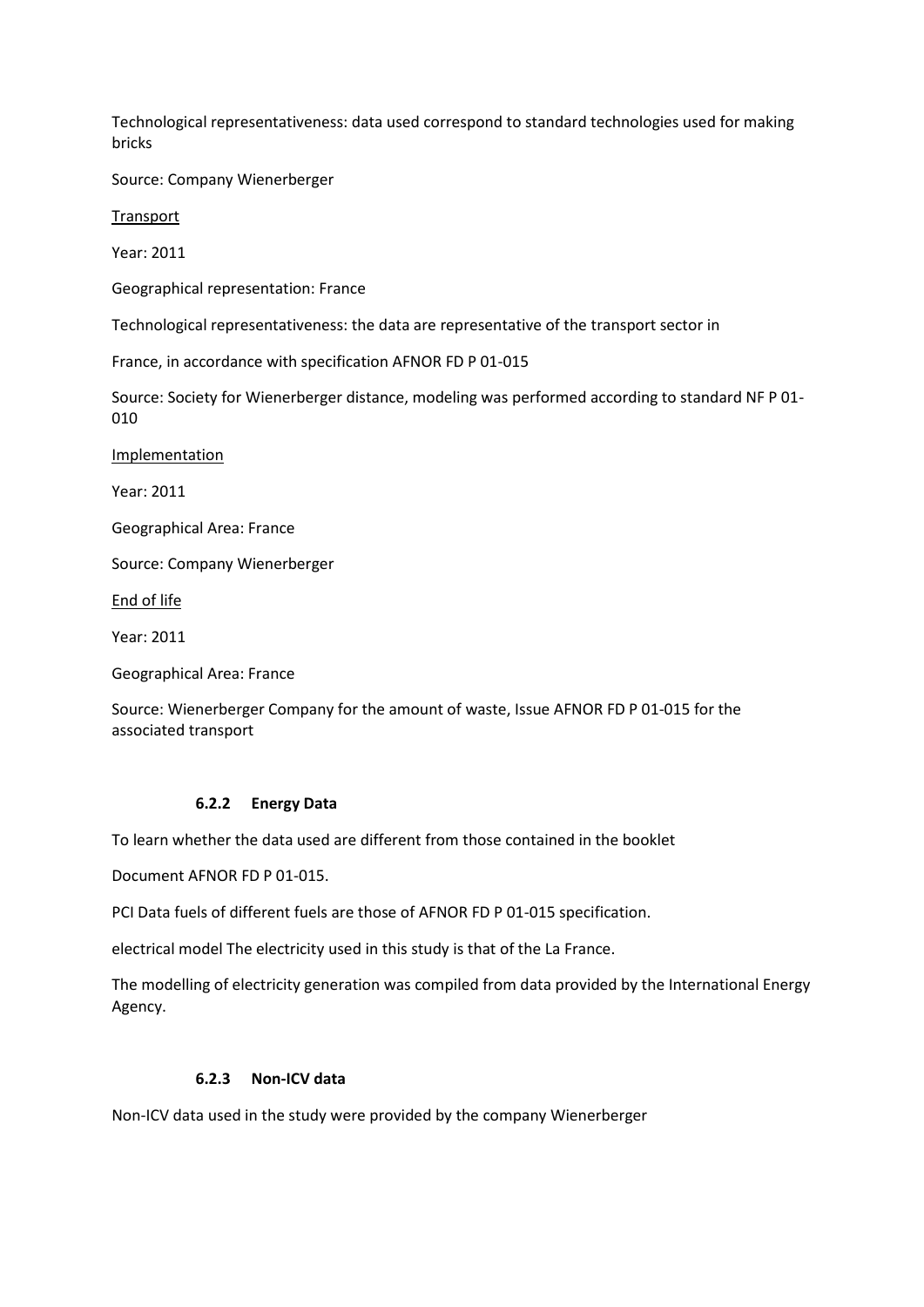Technological representativeness: data used correspond to standard technologies used for making bricks

Source: Company Wienerberger

<u>Transport</u>

Year: 2011

Geographical representation: France

Technological representativeness: the data are representative of the transport sector in

France, in accordance with specification AFNOR FD P 01-015

Source: Society for Wienerberger distance, modeling was performed according to standard NF P 01-010

<u>Implementation</u>

Year: 2011

Geographical Area: France

Source: Company Wienerberger

<u>End of life</u>

Year: 2011

Geographical Area: France

Source: Wienerberger Company for the amount of waste, Issue AFNOR FD P 01-015 for the associated transport

#### 6.2.2 Energy Data

To learn whether the data used are different from those contained in the booklet

Document AFNOR FD P 01-015.

PCI Data fuels of different fuels are those of AFNOR FD P 01-015 specification.

electrical model The electricity used in this study is that of the La France.

The modelling of electricity generation was compiled from data provided by the International Energy Agency.

#### 6.2.3 Non-ICV data

Non-ICV data used in the study were provided by the company Wienerberger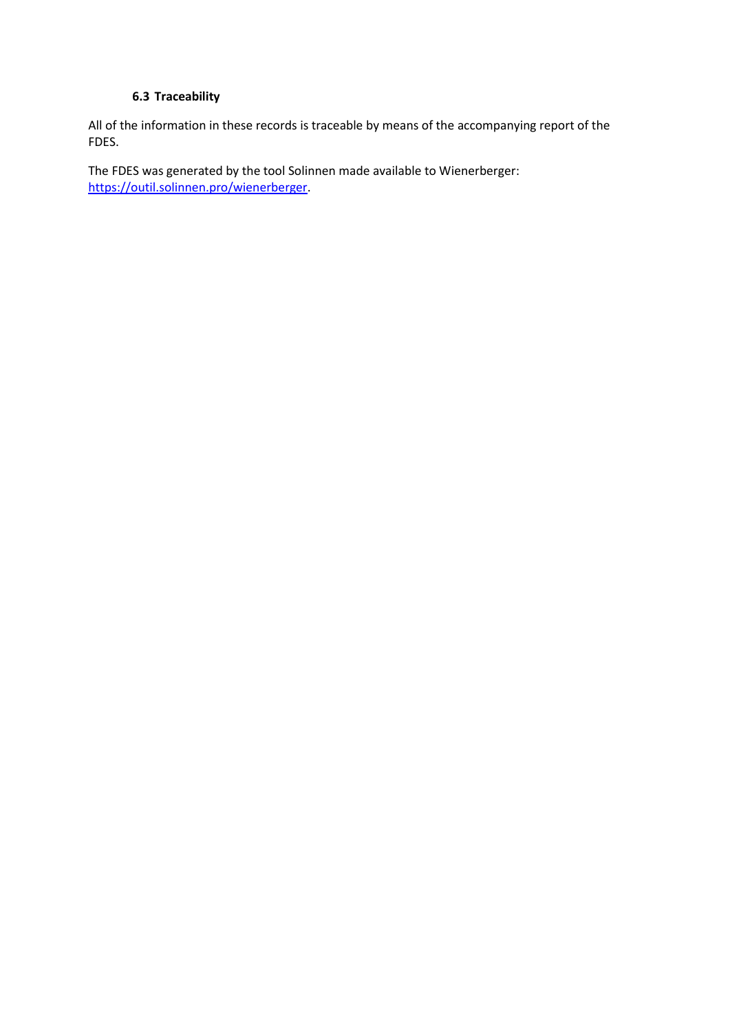### 6.3 Traceability

All of the information in these records is traceable by means of the accompanying report of the FDES.

The FDES was generated by the tool Solinnen made available to Wienerberger: [https://outil.solinnen.pro/wienerberger](https://outil.solinnen.pro/wienerberger).